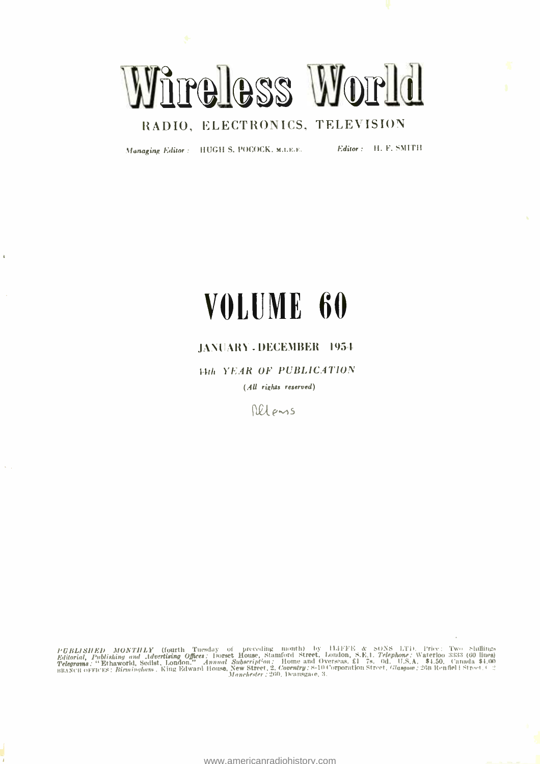# Wireless World

## RADIO, ELECTRONICS, TELEVISION

*Managing Editor:* HUGH S. POCOCK, M.I.E.E. *Editor:* H. F. SMITH

# VOLUME 60

### JANUARY - DECEMBER 1954

*44th YEAR OF PUBLICATION*

*(All rights reserved)*

*PUBLISHED MONTHLY* (fourth Tuesday of preceding month) by ILIFFE & SONS LTD. Price: Two Shillings
*Editorial, Publishing and Advertising Offices:* Dorset House, Stamford Street, London, S.E.1. *Telephone:* Waterloo 3333 (60 lines)
*Telegrams:* "Ethaworld, Sedist, London." *Annual Subscription:* Home and Overseas, £1 7s. 0d. U.S.A. $4.50, Canada $4.00
BRANCH OFFICES: *Birmingham:* King Edward House, New Street, 2. *Coventry:* 8-10 Corporation Street. *Glasgow:* 26B Renfield Street, C.2
*Manchester:* 260, Deansgate, 3.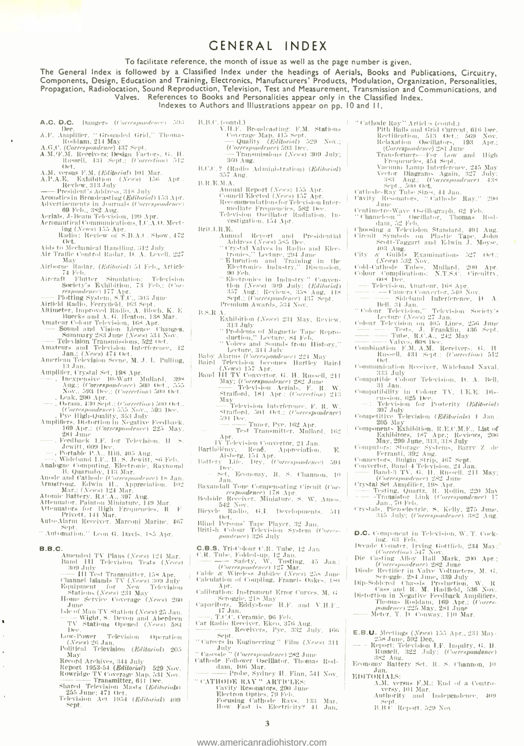# GENERAL INDEX

To facilitate reference, the month of issue as well as the page number is given.

The General Index is followed by a Classified Index under the headings of Aerials, Books and Publications, Circuitry, Components, Design, Education and Training, Electronics, Manufacturers' Products, Modulation, Organization, Personalities, Propagation, Radiolocation, Sound Reproduction, Television, Test and Measurement, Transmission and Communications, and Valves. References to Books and Personalities appear only in the Classified Index.

Indexes to Authors and Illustrations appear on pp. 10 and 11.

**A.C. D.C.** Dangers (*Correspondence*) 593 Dec.
A.F. Amplifier, "Grounded Grid," Thomas Roddam, 214 May
A.G.C. (*Correspondence*) 437 Sept.
A.M./F.M. Receivers: Design Factors, G. H. Russell, 431 Sept.; (*Correction*) 512 Oct.
A.M. versus F.M. (*Editorial*) 101 Mar.
A.P.A.E. Exhibition (*News*) 156 Apr., Review, 313 July
—— President's Address, 318 July
Acoustics in Broadcasting (*Editorial*) 153 Apr.
Advertisements in Journals (*Correspondence*) 69 Feb., 382 Aug.
Aerials, J-Beam Television, 199 Apr.
Aeronautical Communications, I.C.A.O. Meeting (*News*) 155 Apr.
Radio: Review of S.B.A.C. Show, 472 Oct.
Aids to Mechanical Handling, 312 July
Air Traffic Control Radar, D. A. Levell, 227 May
Airborne Radar, (*Editorial*) 51 Feb., Article 74 Feb.
Aircraft Flutter Simulation: Television Society's Exhibition, 73 Feb.; (*Correspondence*) 177 Apr.
—— Plotting System, S.T.C., 303 June
Airfield Radio, Ferryfield, 463 Sept.
Altimeter, Improved Radio, A. Bloch, K. E. Buecks and A. G. Heaton, 138 Mar.
Amateur Colour Television, 168 Apr.
—— Sound and Vision Licence Changes, Summary 283 June (*News*) 534 Nov.
—— Television Transmissions, 522 Oct.
Amateurs and Television Interference, 12 Jan.; (*News*) 474 Oct.
American Television Scene, M. J. L. Pulling, 13 Jan.
Amplifier, Crystal Set, 198 Apr.
——, Inexpensive 10-Watt Mullard, 398 Aug.; (*Correspondence*) 500 Oct., 555 Nov., 593 Dec.; (*Correction*) 500 Oct.
——, Leak, 200 Apr.
——, Osram, 430 Sept.; (*Correction*) 500 Oct.; (*Correspondence*) 555 Nov., 593 Dec.
——, Pye High-Quality, 353 July
Amplifiers, Distortion in Negative Feedback, 169 Apr.; (*Correspondence*) 225 May, 281 June
——, Feedback I.F. for Television, H. S. Jewitt, 609 Dec.
——, Portable P.A., Hill, 405 Aug.
——, Wideband I.F., H. S. Jewitt, 86 Feb.
Analogue Computing, Electronic, Raymond B. Quarmby, 113 Mar.
Anode and Cathode (*Correspondence*) 18 Jan.
Armstrong, Edwin H., Appreciation, 102 Mar.; (*News*) 124 Mar.
Atomic Battery, R.C.A., 397 Aug.
Attenuator, Painton Miniature, 149 Mar.
Attenuators for High Frequencies, R. F. Privett, 141 Mar.
Auto-Alarm Receiver, Marconi Marine, 467 Sept.
"Automation," Leon G. Davis, 185 Apr.

**B.B.C.**
Amended TV Plans (*News*) 124 Mar.
Band III Television Tests (*News*) 309 July
—— III Test Transmitter, 158 Apr.
Channel Islands TV (*News*) 309 July
Equipment for New Television Stations (*News*) 231 May
Home Service Coverage (*News*) 260 June
Isle of Man TV Station (*News*) 25 Jan.
—— Wight, S. Devon and Aberdeen TV Stations Opened (*News*) 584 Dec.
Low-Power Television Operation (*News*) 26 Jan.
Political Television (*Editorial*) 205 May
Record Archives, 344 July
Report 1953-54 (*Editorial*) 529 Nov.
Rowridge TV Coverage Map, 531 Nov.
—— —— Transmitter, 611 Dec.
Shared Television Masts (*Editorials*) 255 June; 471 Oct.
Television Act 1954 (*Editorial*) 409 Sept.

B.B.C. (contd.)
V.H.F. Broadcasting: F.M. Stations Coverage Map, 415 Sept.
—— Quality (*Editorial*) 529 Nov.; (*Correspondence*) 593 Dec.
—— Transmissions (*News*) 309 July; 360 Aug.
B.C.C.? (Radio Administration) (*Editorial*) 357 Aug.
B.R.E.M.A.
Annual Report (*News*) 155 Apr.
Council Elected (*News*) 157 Apr.
Recommendations for Television Intermediate Frequencies, 582 Dec.
Television Oscillator Radiation, Investigation, 154 Apr.
Brit.I.R.E.
Annual Report and Presidential Address (*News*) 585 Dec.
"Crystal Valves in Radio and Electronics," Lecture, 294 June
"Education and Training in the Electronics Industry," Discussion, 90 Feb.
"Electronics in Industry" Convention (*News*) 309 July; (*Editorial*) 357 Aug.; Reviews, 358 Aug, 418 Sept.; (*Correspondence*) 437 Sept.
Premium Awards, 534 Nov.
B.S.R.A.
Exhibition (*News*) 231 May, Review, 313 July
"Problems of Magnetic Tape Reproduction," Lecture, 84 Feb.
"Voices and Sounds from History," Lecture, 344 July
Baby Alarms (*Correspondence*) 224 May
Baird Television becomes Hartley Baird (*News*) 157 Apr.
Band III TV Convertor, G. H. Russell, 211 May; (*Correspondence*) 282 June
—— —— Television Aerials, F. R. W. Strafford, 181 Apr.; (*Correction*) 213 May
—— —— Television Interference, F. R. W. Strafford, 501 Oct.; (*Correspondence*) 591 Dec.
—— —— Tuner, Pye, 162 Apr.
—— —— Test Transmitter, Mullard, 162 Apr.
IV Television Convertor, 24 Jan.
Barthélémy, René, Appreciation, E. Aisberg, 151 Apr.
Battery Life, Dry, (*Correspondence*) 594 Dec.
—— Set, Economy, R. S. Channon, 10 Jan.
Baxandall Tone Compensating Circuit (*Correspondence*) 178 Apr.
Bedside Receiver, Miniature, S. W. Amos, 542 Nov.
Bicycle Radio, G.L. Developments, 511 Oct.
Blind Persons' Tape Player, 32 Jan.
British Colour Television System (*Correspondence*) 326 July

**C.B.S.** Tri-Colour C.R. Tube, 12 Jan
C.R. Tube, Folded-up, 12 Jan.
—— —— Safety, W. Tusting, 45 Jan.; (*Correspondence*) 127 Mar.
Cable & Wireless Jubilee (*News*) 258 June
Calculation of Coupling, Francis Oakes, 180 Apr.
Calibration: Instrument Error Curves, M. G. Scroggie, 218 May
Capacitors, Eddystone H.F. and V.H.F., 47 Jan.
——, T.C.C. Ceramic, 96 Feb.
Car Radio Receiver, Ekco, 376 Aug.
—— —— Receivers, Pye, 332 July, 466 Sept.
"Careers in Engineering" Film (*News*) 311 July
"Cascode" (*Correspondence*) 282 June
Cathode Follower Oscillator, Thomas Roddam, 106 Mar.
—— —— Probe, Sydney H. Finn, 541 Nov.
"CATHODE RAY" ARTICLES:
Cavity Resonators, 290 June
Electron Optics, 79 Feb.
Focusing Cathode Rays, 133 Mar.
How Fast is Electricity? 41 Jan.

"Cathode Ray" Articles (contd.)
Pith Balls and Grid Current, 616 Dec.
Rectification, 513 Oct.; 569 Nov.
Relaxation Oscillators, 193 Apr.; (*Correspondence*) 281 June
Transformers—For Low and High Frequencies, 454 Sept.
Vacuum Lamp Interference, 245 May
Vector Diagrams Again, 327 July; 383 Aug.; (*Correspondence*) 438 Sept., 500 Oct.
Cathode-Ray Tube Sizes, 44 Jan.
Cavity Resonators, "Cathode Ray," 290 June
Centimetre-Wave Oscillograph, 62 Feb.
"Chameleon" Oscillator, Thomas Roddam, 52 Feb.
Choosing a Television Standard, 401 Aug.
Circuit Symbols on Plastic Tape, John Scott-Taggart and Edwin J. Moyse, 403 Aug.
City & Guilds Examinations 527 Oct.; (*News*) 532 Nov.
Cold-Cathode Tubes, Mullard, 200 Apr.
Colour Complications: N.T.S.C. Circuitry, 608 Dec.
—— Television, Amateur, 168 Apr.
—— —— Camera Convertor, 540 Nov.
—— —— Sideband Interference, D. A. Bell, 31 Jan.
"Colour Television," Television Society's Lecture (*News*) 27 Jan.
Colour Television on 405 Lines, 256 June
—— —— Tests, J. Franklin, 436 Sept.
—— —— Tube, R.C.A., 242 May
—— —— Valves, 608 Dec.
Combination F.M. A.M. Receivers, G. H. Russell, 431 Sept.; (*Correction*) 512 Oct.
Communication Receiver, Wideband Naval, 333 July
Compatible Colour Television, D. A. Bell, 31 Jan.
Compatibility in Colour TV, I.E.E. Discussion, 625 Dec.
——: Television for Posterity (*Editorial*) 307 July
Competitive Television (*Editorials*) 1 Jan.; 205 May
Components Exhibition, R.E.C.M.F., List of Exhibitors, 187 Apr.; Reviews, 206 May, 299 June, 313, 318 July
Computors: Storage Systems, Barry Z. de Ferranti, 392 Aug.
Connectors, Bulgin Strip, 467 Sept.
Convertor, Band 4 Television, 24 Jan.
——, Band-3 TV, G. H. Russell, 211 May; (*Correspondence*) 282 June
Crystal Set Amplifier, 198 Apr.
—— Testing, Quartz, R. Rollin, 220 May
—— -Transistor Link (*Correspondence*) 17 Jan., 70 Feb.
Crystals, Piezoelectric, S. Kelly, 275 June, 345 July; (*Correspondence*) 382 Aug.

**D.C.** Component in Television, W. T. Cocking, 63 Feb.
Decade Counter, Irving Gottlieb, 234 May; (*Correction*) 547 Nov.
Die Casting Alloy Hall Mark, 200 Apr.; (*Correspondence*) 282 June
Diode Rectifier in Valve Voltmeters, M. G. Scroggie, 284 June, 339 July
Dip-Soldered Chassis Production, W. R. Cass and R. M. Hadfield, 536 Nov.
Distortion in Negative Feedback Amplifiers, Thomas Roddam, 169 Apr.; (*Correspondence*) 225 May, 281 June
—— Meter, T. D. Conway, 110 Mar.

**E.B.U.** Meetings (*News*) 155 Apr., 231 May, 258 June, 592 Dec.
—— Report: Television I.F. Inquiry, G. H. Russell, 322 July; (*Correspondence*) 382 Aug.
Economy Battery Set, R. S. Channon, 10 Jan.
EDITORIALS:
A.M. versus F.M.: End of a Controversy, 101 Mar.
Authority and Independence, 409 Sept.
B.B.C. Report, 529 Nov.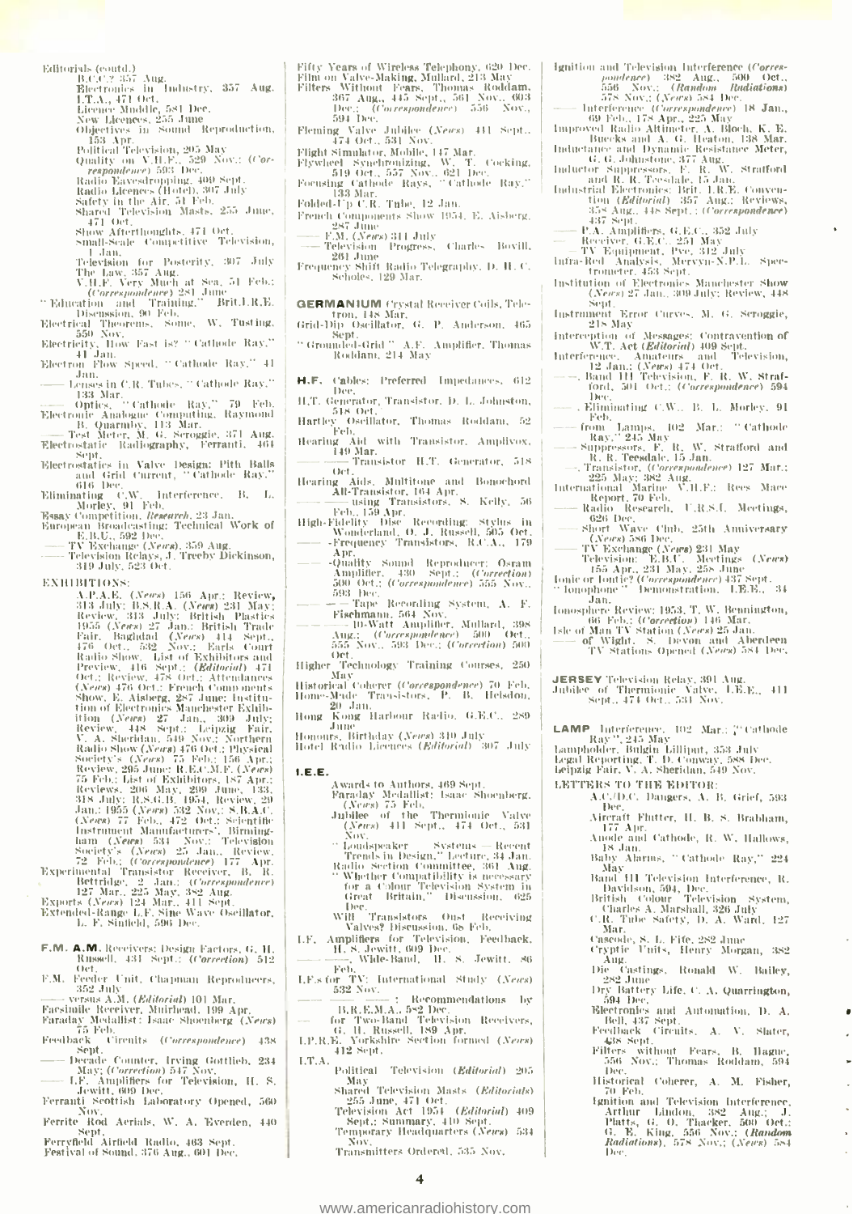Editorials (contd.)

B.C.C.? 357 Aug.
Electronics in Industry, 357 Aug.
I.T.A., 471 Oct.
Licence Muddle, 581 Dec.
New Licences, 255 June
Objectives in Sound Reproduction, 153 Apr.
Political Television, 205 May
Quality on V.H.F., 529 Nov.; (*Correspondence*) 593 Dec.
Radio Eavesdropping, 409 Sept.
Radio Licences (Hotel), 307 July
Safety in the Air, 51 Feb.
Shared Television Masts, 255 June, 471 Oct.
Show Afterthoughts, 471 Oct.
Small-Scale Competitive Television, 1 Jan.
Television for Posterity, 307 July
The Law, 357 Aug.
V.H.F. Very Much at Sea, 51 Feb.; (*Correspondence*) 281 June

"Education and Training." Brit.I.R.E. Discussion, 90 Feb.
Electrical Theorems, Some, W. Tusting, 550 Nov.
Electricity, How Fast is? "Cathode Ray," 41 Jan.
Electron Flow Speed, "Cathode Ray," 41 Jan.
—— Lenses in C.R. Tubes, "Cathode Ray," 133 Mar.
—— Optics, "Cathode Ray," 79 Feb.
Electronic Analogue Computing, Raymond B. Quarmby, 113 Mar.
—— Test Meter, M. G. Scroggie, 371 Aug.
Electrostatic Radiography, Ferranti, 464 Sept.
Electrostatics in Valve Design: Pith Balls and Grid Current, "Cathode Ray," 616 Dec.
Eliminating C.W. Interference, B. L. Morley, 91 Feb.
Essay Competition, *Research*, 23 Jan.
European Broadcasting: Technical Work of E.B.U., 592 Dec.
—— TV Exchange (*News*), 359 Aug.
—— Television Relays, J. Treeby Dickinson, 319 July, 523 Oct.

EXHIBITIONS:

A.P.A.E. (*News*) 156 Apr.; Review, 313 July; B.S.R.A. (*News*) 231 May; Review, 313 July; British Plastics 1955 (*News*) 27 Jan.; British Trade Fair, Bagdad (*News*) 414 Sept., 476 Oct., 532 Nov.; Earls Court Radio Show, List of Exhibitors and Preview, 416 Sept.; (*Editorial*) 471 Oct.; Review, 478 Oct.; Attendances (*News*) 476 Oct.; French Components Show, E. Aisberg, 287 June; Institution of Electronics Manchester Exhibition (*News*) 27 Jan., 309 July; Review, 448 Sept.; Leipzig Fair, V. A. Sheridan, 549 Nov.; Northern Radio Show (*News*) 476 Oct.; Physical Society's (*News*) 75 Feb.; 156 Apr.; Review, 295 June; R.E.C.M.F. (*News*) 75 Feb.; List of Exhibitors, 187 Apr.; Reviews, 206 May, 299 June, 133, 318 July; R.S.G.B. 1954, Review, 29 Jan.; 1955 (*News*) 532 Nov.; S.B.A.C. (*News*) 77 Feb., 472 Oct.; Scientific Instrument Manufacturers', Birmingham (*News*) 534 Nov.; Television Society's (*News*) 25 Jan., Review, 72 Feb.; (*Correspondence*) 177 Apr.

Experimental Transistor Receiver, B. R. Bettridge, 2 Jan.; (*Correspondence*) 127 Mar., 225 May, 382 Aug.
Exports (*News*) 124 Mar., 411 Sept.
Extended-Range L.F. Sine Wave Oscillator, L. F. Sinfield, 596 Dec.

**F.M. A.M.** Receivers: Design Factors, G. H. Russell, 431 Sept.; (*Correction*) 512 Oct.
F.M. Feeder Unit, Chapman Reproducers, 352 July
—— versus A.M. (*Editorial*) 101 Mar.
Facsimile Receiver, Muirhead, 199 Apr.
Faraday Medallist: Isaac Shoenberg (*News*) 75 Feb.
Feedback Circuits (*Correspondence*) 438 Sept.
—— Decade Counter, Irving Gottlieb, 234 May; (*Correction*) 547 Nov.
—— I.F. Amplifiers for Television, H. S. Jewitt, 609 Dec.
Ferranti Scottish Laboratory Opened, 560 Nov.
Ferrite Rod Aerials, W. A. Everden, 440 Sept.
Ferryfield Airfield Radio, 463 Sept.
Festival of Sound, 376 Aug., 601 Dec.

Fifty Years of Wireless Telephony, 620 Dec.
Film on Valve-Making, Mullard, 213 May
Filters Without Fears, Thomas Roddam, 367 Aug., 445 Sept., 561 Nov., 603 Dec.; (*Correspondence*) 556 Nov., 594 Dec.
Fleming Valve Jubilee (*News*) 411 Sept., 474 Oct., 531 Nov.
Flight Simulator, Mobile, 147 Mar.
Flywheel Synchronizing, W. T. Cocking, 519 Oct., 557 Nov., 621 Dec.
Focusing Cathode Rays, "Cathode Ray," 133 Mar.
Folded-Up C.R. Tube, 12 Jan.
French Components Show 1954, E. Aisberg, 287 June
—— F.M. (*News*) 311 July
—— Television Progress, Charles Bovill, 261 June
Frequency Shift Radio Telegraphy, D. H. C. Scholes, 129 Mar.

**GERMANIUM** Crystal Receiver Coils, Teletron, 148 Mar.
Grid-Dip Oscillator, G. P. Anderson, 465 Sept.
"Grounded-Grid" A.F. Amplifier, Thomas Roddam, 214 May

**H.F.** Cables: Preferred Impedances, 612 Dec.
H.T. Generator, Transistor, D. L. Johnston, 518 Oct.
Hartley Oscillator, Thomas Roddam, 52 Feb.
Hearing Aid with Transistor, Amplivox, 149 Mar.
—— —— Transistor H.T. Generator, 518 Oct.
Hearing Aids, Multitone and Bonochord All-Transistor, 164 Apr.
—— —— using Transistors, S. Kelly, 56 Feb., 159 Apr.
High-Fidelity Disc Recording: Stylus in Wonderland, O. J. Russell, 505 Oct.
—— -Frequency Transistors, R.C.A., 179 Apr.
—— -Quality Sound Reproducer: Osram Amplifier, 430 Sept.; (*Correction*) 500 Oct.; (*Correspondence*) 555 Nov., 593 Dec.
—— —— Tape Recording System, A. F. Fischmann, 564 Nov.
—— —— 10-Watt Amplifier, Mullard, 398 Aug.; (*Correspondence*) 500 Oct., 555 Nov., 593 Dec.; (*Correction*) 500 Oct.
Higher Technology Training Courses, 250 May
Historical Coherer (*Correspondence*) 70 Feb.
Home-Made Transistors, P. B. Helsdon, 20 Jan.
Hong Kong Harbour Radio, G.E.C., 289 June
Honours, Birthday (*News*) 310 July
Hotel Radio Licences (*Editorial*) 307 July

**I.E.E.**

Awards to Authors, 469 Sept.
Faraday Medallist: Isaac Shoenberg (*News*) 75 Feb.
Jubilee of the Thermionic Valve (*News*) 411 Sept., 474 Oct., 531 Nov.
"Loudspeaker Systems — Recent Trends in Design," Lecture, 34 Jan.
Radio Section Committee, 361 Aug.
"Whether Compatibility is necessary for a Colour Television System in Great Britain," Discussion, 625 Dec.
Will Transistors Oust Receiving Valves? Discussion, 68 Feb.

I.F. Amplifiers for Television, Feedback, H. S. Jewitt, 609 Dec.
—— ——, Wide-Band, H. S. Jewitt, 86 Feb.
I.F.s for TV: International Study (*News*) 532 Nov.
—— —— —— : Recommendations by B.R.E.M.A., 582 Dec.
—— for Two-Band Television Receivers, G. H. Russell, 189 Apr.
I.P.R.E. Yorkshire Section formed (*News*) 412 Sept.
I.T.A.
Political Television (*Editorial*) 205 May
Shared Television Masts (*Editorials*) 255 June, 471 Oct.
Television Act 1954 (*Editorial*) 409 Sept.; Summary, 410 Sept.
Temporary Headquarters (*News*) 534 Nov.
Transmitters Ordered, 535 Nov.

Ignition and Television Interference (*Correspondence*) 382 Aug., 500 Oct., 556 Nov.; (*Random Radiations*) 578 Nov.; (*News*) 584 Dec.
—— Interference (*Correspondence*) 18 Jan., 69 Feb., 178 Apr., 225 May
Improved Radio Altimeter, A. Bloch, K. E. Buecks and A. G. Heaton, 138 Mar.
Inductance and Dynamic Resistance Meter, G. G. Johnstone, 377 Aug.
Inductor Suppressors, F. R. W. Strafford and R. R. Teesdale, 15 Jan.
Industrial Electronics: Brit. I.R.E. Convention (*Editorial*) 357 Aug.; Reviews, 358 Aug., 448 Sept.; (*Correspondence*) 437 Sept.
—— P.A. Amplifiers, G.E.C., 352 July
—— Receiver, G.E.C., 251 May
—— TV Equipment, Pye, 312 July
Infra-Red Analysis, Mervyn-N.P.L. Spectrometer, 453 Sept.
Institution of Electronics Manchester Show (*News*) 27 Jan., 309 July; Review, 448 Sept.
Instrument Error Curves, M. G. Scroggie, 218 May
Interception of Messages: Contravention of W.T. Act (*Editorial*) 409 Sept.
Interference, Amateurs and Television, 12 Jan.; (*News*) 474 Oct.
——, Band III Television, F. R. W. Strafford, 501 Oct.; (*Correspondence*) 594 Dec.
——, Eliminating C.W., B. L. Morley, 91 Feb.
—— from Lamps, 102 Mar.; "Cathode Ray," 245 May
—— Suppressors, F. R. W. Strafford and R. R. Teesdale, 15 Jan.
——, Transistor, (*Correspondence*) 127 Mar.; 225 May; 382 Aug.
International Marine V.H.F.: Rees Mace Report, 70 Feb.
—— Radio Research, U.R.S.I. Meetings, 626 Dec.
—— Short Wave Club, 25th Anniversary (*News*) 586 Dec.
—— TV Exchange (*News*) 231 May
—— Television: E.B.U. Meetings (*News*) 155 Apr., 231 May, 258 June
Ionic or Iontic? (*Correspondence*) 437 Sept.
"Ionophone" Demonstration, I.E.E., 34 Jan.
Ionosphere Review: 1953, T. W. Bennington, 66 Feb.; (*Correction*) 146 Mar.
Isle of Man TV Station (*News*) 25 Jan.
—— of Wight, S. Devon and Aberdeen TV Stations Opened (*News*) 584 Dec.

**JERSEY** Television Relay, 391 Aug.
Jubilee of Thermionic Valve, I.E.E., 411 Sept., 474 Oct., 531 Nov.

**LAMP** Interference, 102 Mar.; "Cathode Ray", 245 May
Lampholder, Bulgin Lilliput, 353 July
Legal Reporting, T. D. Conway, 588 Dec.
Leipzig Fair, V. A. Sheridan, 549 Nov.

LETTERS TO THE EDITOR:

A.C./D.C. Dangers, A. B. Grief, 593 Dec.
Aircraft Flutter, H. B. S. Brabham, 177 Apr.
Anode and Cathode, R. W. Hallows, 18 Jan.
Baby Alarms, "Cathode Ray," 224 May
Band III Television Interference, R. Davidson, 594, Dec.
British Colour Television System, Charles A. Marshall, 326 July
C.R. Tube Safety, D. A. Ward, 127 Mar.
Cascode, S. L. Fife, 282 June
Cryptic Units, Henry Morgan, 382 Aug.
Die Castings, Ronald W. Bailey, 282 June
Dry Battery Life, C. A. Quarrington, 594 Dec.
Electronics and Automation, D. A. Bell, 437 Sept.
Feedback Circuits, A. V. Slater, 438 Sept.
Filters without Fears, B. Hague, 556 Nov.; Thomas Roddam, 594 Dec.
Historical Coherer, A. M. Fisher, 70 Feb.
Ignition and Television Interference, Arthur Lindon, 382 Aug.; J. Platts, G. O. Thacker, 500 Oct.; G. E. King, 556 Nov.; (*Random Radiations*), 578 Nov.; (*News*) 584 Dec.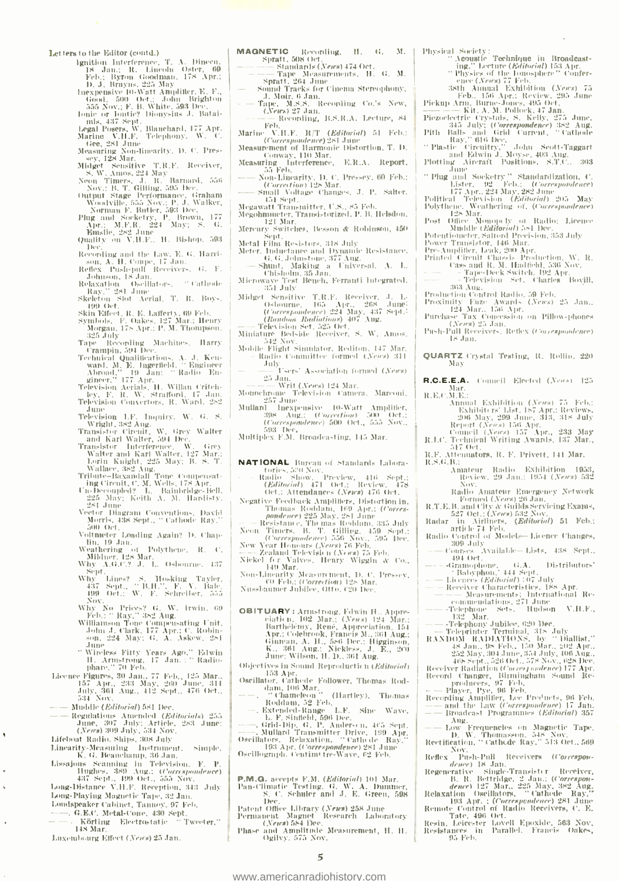Letters to the Editor (contd.)

Ignition Interference, T. A. Dineen, 18 Jan.; R. Lincoln Oster, 69 Feb.; Byron Goodman, 178 Apr.; D. J. Bruyns, 225 May
Inexpensive 10-Watt Amplifier, E. F. Good, 500 Oct.; John Brighton 555 Nov.; F. B. White, 593 Dec.
Ionic or Iontic? Dionysius J. Bataimis, 437 Sept.
Legal Posers, W. Blanchard, 177 Apr.
Marine V.H.F. Telephony, W. C. Gee, 281 June
Measuring Non-linearity, D. C. Pressey, 128 Mar.
Midget Sensitive T.R.F. Receiver, S. W. Amos, 224 May
Neon Timers, J. R. Barnard, 556 Nov.; B. T. Gilling, 595 Dec.
Output Stage Performance, Graham Woodville, 555 Nov.; P. J. Walker, Norman F. Butler, 593 Dec.
Plug and Socketry, P. Brown, 177 Apr.; M.F.R. 224 May; S. G. Emslie, 282 June
Quality on V.H.F., H. Bishop, 593 Dec.
Recording and the Law, E. G. Harrison, A. H. Coupe, 17 Jan.
Reflex Push-pull Receivers, G. F. Johnson, 18 Jan.
Relaxation Oscillators, "Cathode Ray," 281 June
Skeleton Slot Aerial, T. R. Boys, 499 Oct.
Skin Effect, R. E. Lafferty, 69 Feb.
Symbols, F. Oakes, 127 Mar.; Henry Morgan, 178 Apr.; P. M. Thompson, 325 July
Tape Recording Machines, Harry Crampin, 594 Dec.
Technical Qualifications, A. J. Kenward, M. E. Ingerfield, "Engineer Abroad," 19 Jan; "Radio Engineer," 177 Apr.
Television Aerials, H. Willan Critchley, F. R. W. Strafford, 17 Jan.
Television Convertors, R. Ward, 282 June
Television I.F. Inquiry, W. G. S. Wright, 382 Aug.
Transistor Circuit, W. Grey Walter and Karl Walter, 594 Dec.
Transistor Interference, W. Grey Walter and Karl Walter, 127 Mar.; Lorin Knight, 225 May; B. S. T. Wallace, 382 Aug.
Tribute—Baxandall Tone Compensating Circuit, C. M. Wells, 178 Apr.
Un-Decoupled? L. Bainbridge-Bell, 225 May; Keith A. M. Hardisty, 281 June
Vector Diagram Conventions, David Morris, 438 Sept., "Cathode Ray," 500 Oct.
Voltmeter Loading Again? D. Chaplin, 19 Jan.
Weathering of Polythene, R. C. Mildner, 128 Mar.
Why A.G.C.? J. L. Osbourne, 437 Sept.
Why Lines? S. Hosking Tayler, 437 Sept., "B.H.", F. V. Bale, 499 Oct.; W. F. Schreiber, 555 Nov.
Why No Prices? G. W. Irwin, 69 Feb.; "Ray," 382 Aug.
Williamson Tone Compensating Unit, John J. Clark, 177 Apr.; C. Robinson, 224 May; G. A. Askew, 281 June
"Wireless Fifty Years Ago," Edwin H. Armstrong, 17 Jan.; "Radiophare," 70 Feb.

Licence Figures, 30 Jan., 77 Feb., 125 Mar., 157 Apr., 233 May, 260 June, 311 July, 361 Aug., 412 Sept., 476 Oct., 534 Nov.
—— Muddle (*Editorial*) 581 Dec.
—— Regulations Amended (*Editorials*) 255 June, 307 July; Article, 283 June; (*News*) 309 July, 534 Nov.
Lifeboat Radio, Ships, 308 July
Linearity-Measuring Instrument, Simple, K. G. Beauchamp, 36 Jan.
Lissajous Scanning in Television, F. P. Hughes, 389 Aug.; (*Correspondence*) 437 Sept., 499 Oct., 555 Nov.
Long-Distance V.H.F. Reception, 343 July
Long-Playing Magnetic Tape, 32 Jan.
Loudspeaker Cabinet, Tannoy, 97 Feb.
——, G.E.C. Metal-Cone, 430 Sept.
——, Körting Electrostatic "Tweeter," 148 Mar.
Luxembourg Effect (*News*) 25 Jan.

**MAGNETIC** Recording, H. G. M. Spratt, 508 Oct.
—— —— Standards (*News*) 474 Oct.
—— —— Tape Measurements, H. G. M. Spratt, 264 June
— Sound Tracks for Cinema Stereophony, J. Moir, 6 Jan.
— Tape, M.S.S. Recording Co.'s New, (*News*) 27 Jan.
—— —— Recording, B.S.R.A. Lecture, 84 Feb.
Marine V.H.F. R/T (*Editorial*) 51 Feb.; (*Correspondence*) 281 June
Measurement of Harmonic Distortion, T. D. Conway, 110 Mar.
Measuring Interference, E.R.A. Report, 55 Feb.
—— Non-Linearity, D. C. Pressey, 60 Feb.; (*Correction*) 128 Mar.
—— Small Voltage Changes, J. P. Salter, 451 Sept.
Megawatt Transmitter, U.S., 85 Feb.
Megohmmeter, Transistorized, P. B. Helsdon, 121 Mar.
Mercury Switches, Besson & Robinson, 450 Sept.
Metal Film Resistors, 318 July
Meter, Inductance and Dynamic Resistance, G. G. Johnstone, 377 Aug.
— Shunt, Making a Universal, A. L. Chisholm, 35 Jan.
Microwave Test Bench, Ferranti Integrated, 351 July
Midget Sensitive T.R.F. Receiver, J. L. Osbourne, 165 Apr., 268 June; (*Correspondence*) 224 May, 437 Sept.; (*Random Radiations*) 407 Aug.
—— Television Set, 525 Oct.
Miniature Bedside Receiver, S. W. Amos, 542 Nov.
Mobile Flight Simulator, Rediton, 147 Mar.
— Radio Committee formed (*News*) 311 July
— — Users' Association formed (*News*) 25 Jan.
— — Writ (*News*) 124 Mar.
Monochrome Television Camera, Marconi, 257 June
Mullard Inexpensive 10-Watt Amplifier, 398 Aug.; (*Correction*) 500 Oct.; (*Correspondence*) 500 Oct., 555 Nov., 593 Dec.
Multiplex F.M. Broadcasting, 145 Mar.

**NATIONAL** Bureau of Standards Laboratories, 530 Nov.
— Radio Show, Preview, 416 Sept.; (*Editorial*) 471 Oct.; Review, 478 Oct.; Attendances (*News*) 476 Oct.
Negative Feedback Amplifiers, Distortion in, Thomas Roddam, 169 Apr.; (*Correspondence*) 225 May, 281 June
—— Resistance, Thomas Roddam, 335 July
Neon Timers, B. T. Gilling, 459 Sept.; (*Correspondence*) 556 Nov., 595 Dec.
New Year Honours (*News*) 76 Feb.
—— Zealand Television (*News*) 75 Feb.
Nickel for Valves, Henry Wiggin & Co., 149 Mar.
Non-Linearity Measurement, D. C. Pressey, 60 Feb.; (*Correction*) 128 Mar.
Nussbaumer Jubilee, Otto, 620 Dec.

**OBITUARY**: Armstrong, Edwin H., Appreciation, 102 Mar.; (*News*) 124 Mar.; Barthélemy, René, Appreciation, 154 Apr.; Colebrook, Francis M., 361 Aug.; Ginman, A. H., 586 Dec.; Higginson, K., 361 Aug.; Nickless, J. E., 260 June; Wilson, H. D., 361 Aug.
Objectives in Sound Reproduction (*Editorial*) 153 Apr.
Oscillator, Cathode Follower, Thomas Roddam, 106 Mar.
——, "Chameleon" (Hartley), Thomas Roddam, 52 Feb.
——, Extended-Range L.F. Sine Wave, L. F. Sinfield, 596 Dec.
——, Grid-Dip, G. P. Anderson, 465 Sept.
——, Mullard Transmitter Drive, 199 Apr.
Oscillators, Relaxation, "Cathode Ray," 193 Apr.; (*Correspondence*) 281 June
Oscillograph, Centimetre-Wave, 62 Feb.

**P.M.G.** accepts F.M. (*Editorial*) 101 Mar.
Pan-Climatic Testing, G. W. A. Dummer, S. C. Schuler and J. E. Green, 598 Dec.
Patent Office Library (*News*) 258 June
Permanent Magnet Research Laboratory (*News*) 584 Dec.
Phase and Amplitude Measurement, H. H. Ogilvy, 575 Nov.

Physical Society:
"Acoustic Technique in Broadcasting," Lecture (*Editorial*) 153 Apr.
"Physics of the Ionosphere" Conference (*News*) 77 Feb.
38th Annual Exhibition (*News*) 75 Feb., 156 Apr.; Review, 295 June
Pickup Arm, Burne-Jones, 495 Oct.
—— —— Kit, A. M. Pollock, 47 Jan.
Piezoelectric Crystals, S. Kelly, 275 June, 345 July; (*Correspondence*) 382 Aug.
Pith Balls and Grid Current, "Cathode Ray," 616 Dec.
"Plastic Circuitry," John Scott-Taggart and Edwin J. Moyse, 403 Aug.
Plotting Aircraft Positions, S.T.C., 303 June
"Plug and Socketry" Standardization, C. Lister, 92 Feb.; (*Correspondence*) 177 Apr., 224 May, 282 June
Political Television (*Editorial*) 205 May
Polythene, Weathering of, (*Correspondence*) 128 Mar.
Post Office Monopoly of Radio; Licence Muddle (*Editorial*) 581 Dec.
Potentiometer, Salford Precision, 353 July
Power Transistor, 146 Mar.
Pre-Amplifier, Leak, 200 Apr.
Printed Circuit Chassis Production, W. R. Cass and R. M. Hadfield, 536 Nov.
— — Tape-Deck Switch, 192 Apr.
— — Television Set, Charles Bovill, 363 Aug.
Production Control Radio, 59 Feb.
Proximity Fuze Awards (*News*) 25 Jan., 124 Mar., 156 Apr.
Purchase Tax Concession on Pillow-phones (*News*) 25 Jan.
Push-Pull Receivers, Reflex (*Correspondence*) 18 Jan.

**QUARTZ** Crystal Testing, R. Rollin, 220 May

**R.C.E.E.A.** Council Elected (*News*) 125 Mar.
R.E.C.M.F.:
Annual Exhibition (*News*) 75 Feb.; Exhibitors' List, 187 Apr.; Reviews, 206 May, 299 June, 313, 318 July
Report (*News*) 156 Apr.
Council (*News*) 157 Apr., 233 May
R.I.C. Technical Writing Awards, 137 Mar., 517 Oct.
R.F. Attenuators, R. F. Privett, 141 Mar.
R.S.G.B.:
Amateur Radio Exhibition 1953, Review, 29 Jan.; 1954 (*News*) 532 Nov.
Radio Amateur Emergency Network Formed (*News*) 26 Jan.
R.T.E.B. and City & Guilds Servicing Exams, 527 Oct.; (*News*) 532 Nov.
Radar in Airliners, (*Editorial*) 51 Feb.; article 74 Feb.
Radio Control of Models—Licence Changes, 309 July
— Courses Available—Lists, 438 Sept., 494 Oct.
— -Gramophone, G.A. Distributors' "Babyphon," 444 Sept.
— Licences (*Editorial*) 307 July
— Receiver Characteristics, 188 Apr.
— — Measurements; International Recommendations, 271 June
— -Telephone Sets, Hudson V.H.F., 132 Mar.
— -Telephony Jubilee, 620 Dec.
— Teleprinter Terminal, 318 July
RANDOM RADIATIONS, by "Diallist," 48 Jan., 98 Feb., 150 Mar., 202 Apr., 252 May, 304 June, 354 July, 406 Aug., 468 Sept., 526 Oct., 578 Nov., 628 Dec.
Receiver Radiation (*Correspondence*) 177 Apr.
Record Changer, Birmingham Sound Reproducers, 97 Feb.
— — Player, Pye, 96 Feb.
Recording Amplifier, Lee Products, 96 Feb.
— and the Law (*Correspondence*) 17 Jan.
— Broadcast Programmes (*Editorial*) 357 Aug.
— Low Frequencies on Magnetic Tape, D. W. Thomasson, 548 Nov.
Rectification, "Cathode Ray," 513 Oct., 569 Nov.
Reflex Push-Pull Receivers (*Correspondence*) 18 Jan.
Regenerative Single-Transistor Receiver, B. R. Bettridge, 2 Jan.; (*Correspondence*) 127 Mar., 225 May, 382 Aug.
Relaxation Oscillators, "Cathode Ray," 193 Apr.; (*Correspondence*) 281 June
Remote Control of Radio Receivers, C. E. Tate, 496 Oct.
Resin, Leicester Lovell Epoxide, 563 Nov.
Resistances in Parallel, Francis Oakes, 95 Feb.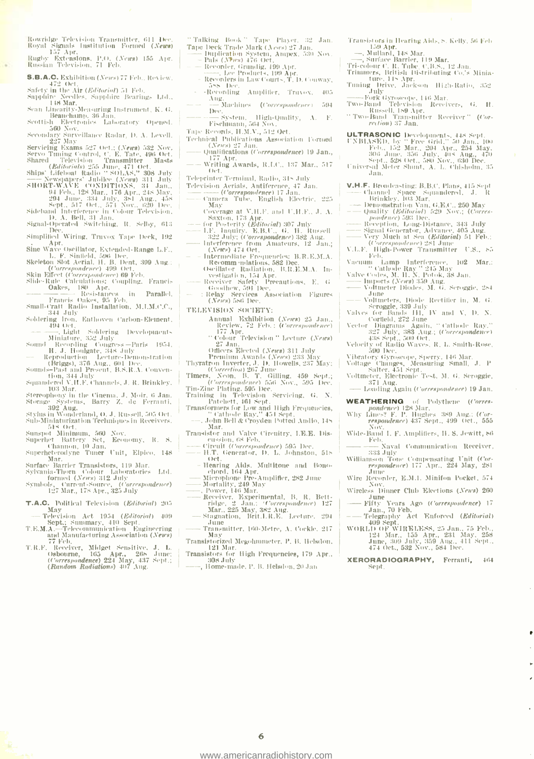Rowridge Television Transmitter, 611 Dec.
Royal Signals Institution Formed (*News*) 157 Apr.
Rugby Extensions, P.O. (*News*) 155 Apr.
Russian Television, 71 Feb.

**S.B.A.C.** Exhibition (*News*) 77 Feb., Review, 472 Oct.
Safety in the Air (*Editorial*) 51 Feb.
Sapphire Needles, Sapphire Bearings Ltd., 148 Mar.
Scan Linearity-Measuring Instrument, K. G. Beauchamp, 36 Jan.
Scottish Electronics Laboratory Opened, 560 Nov.
Secondary Surveillance Radar, D. A. Levell, 227 May
Servicing Exams 527 Oct.; (*News*) 532 Nov.
Servo Tuning Control, C. E. Tate, 496 Oct.
Shared Television Transmitter Masts (*Editorials*) 255 June, 471 Oct.
Ships' Lifeboat Radio " SOLAS," 308 July
—— Newspapers' Jubilee (*News*) 311 July
SHORT-WAVE CONDITIONS, 31 Jan., 94 Feb., 128 Mar., 176 Apr., 248 May, 294 June, 334 July, 381 Aug., 458 Sept., 517 Oct., 574 Nov., 620 Dec.
Sideband Interference in Colour Television, D. A. Bell, 31 Jan.
Signal-Operated Switching, R. Selby, 613 Dec.
Simplified Wiring, Truvox Tape Deck, 192 Apr.
Sine Wave Oscillator, Extended-Range L.F., L. F. Sinfield, 596 Dec.
Skeleton Slot Aerial, H. B. Dent, 399 Aug.; (*Correspondence*) 499 Oct.
Skin Effect (*Correspondence*) 69 Feb.
Slide-Rule Calculations: Coupling, Francis Oakes, 180 Apr.
—— —— Resistances in Parallel, Francis Oakes, 95 Feb.
Small-Craft Radio Installation, M.I.M.C.C., 344 July
Soldering Iron, Enthoven Carbon-Element, 494 Oct.
—— ——, Light Soldering Developments Miniature, 352 July
Sound Recording Congress—Paris 1954, H. J. Houlgate, 348 July
—— Reproduction Lecture-Demonstration (Briggs), 376 Aug., 601 Dec.
Sounds—Past and Present, B.S.R.A. Convention, 344 July
Squandered V.H.F. Channels, J. R. Brinkley, 103 Mar.
Stereophony in the Cinema, J. Moir, 6 Jan.
Storage Systems, Barry Z. de Ferranti, 392 Aug.
Stylus in Wonderland, O. J. Russell, 505 Oct.
Sub-Miniaturization Techniques in Receivers, 518 Oct.
Sunspot Minimum, 560 Nov.
Superhet Battery Set, Economy, R. S. Channon, 10 Jan.
Superheterodyne Tuner Unit, Elpico, 148 Mar.
Surface Barrier Transistors, 119 Mar.
Sylvania-Thorn Colour Laboratories Ltd. formed (*News*) 312 July
Symbols, Current-Source, (*Correspondence*) 127 Mar., 178 Apr., 325 July

**T.A.C.** Political Television (*Editorial*) 205 May
—— Television Act 1954 (*Editorial*) 409 Sept.; Summary, 410 Sept.
T.E.M.A.—Telecommunication Engineering and Manufacturing Association (*News*) 77 Feb.
T.R.F. Receiver, Midget Sensitive, J. L. Osbourne, 165 Apr., 268 June; (*Correspondence*) 224 May, 437 Sept.; (*Random Radiations*) 407 Aug.

" Talking Book " Tape Player, 32 Jan.
Tape Deck Trade Mark (*News*) 27 Jan.
—— Duplication System, Ampex, 530 Nov.
—— Pals (*News*) 476 Oct.
—— Recorder, Grundig, 199 Apr.
—— ——, Lee Products, 199 Apr.
—— Recorders in Law Courts, T. D. Conway, 588 Dec.
—— -Recording Amplifier, Truvox, 405 Aug.
—— —— Machines (*Correspondence*) 594 Dec.
—— —— System, High-Quality, A. F. Fischmann, 564 Nov.
Tape Records, H.M.V., 512 Oct.
Technical Publications Association Formed (*News*) 27 Jan.
—— Qualifications (*Correspondence*) 19 Jan., 177 Apr.
—— Writing Awards, R.I.C., 137 Mar., 517 Oct.
Teleprinter Terminal, Radio, 318 July
Television Aerials, Antiference, 47 Jan.
—— —— (*Correspondence*) 17 Jan.
—— Camera Tube, English Electric, 225 May
—— Coverage at V.H.F. and U.H.F., J. A. Saxton, 173 Apr.
—— for Posterity (*Editorial*) 307 July
—— I.F. Inquiry, E.B.U., G. H. Russell 322 July; (*Correspondence*) 382 Aug.
—— Interference from Amateurs, 12 Jan.; (*News*) 474 Oct.
—— Intermediate Frequencies: B.R.E.M.A. Recommendations, 582 Dec.
—— Oscillator Radiation, B.R.E.M.A. Investigation, 154 Apr.
—— Receiver Safety Precautions, E. G. Goodhew, 591 Dec.
—— Relay Services Association Figures (*News*) 586 Dec.

TELEVISION SOCIETY:
Annual Exhibition (*News*) 25 Jan., Review, 72 Feb.; (*Correspondence*) 177 Apr.
" Colour Television " Lecture (*News*) 27 Jan.
Officers Elected (*News*) 311 July
Premium Awards (*News*) 233 May
Thyratron Inverter, J. D. Howells, 237 May; (*Correction*) 267 June
Timers, Neon, B. T. Gilling, 459 Sept.; (*Correspondence*) 556 Nov., 595 Dec.
Tin-Zinc Plating, 595 Dec.
Training in Television Servicing, G. N. Patchett, 461 Sept.
Transformers for Low and High Frequencies, " Cathode Ray," 451 Sept.
——, John Bell & Croyden Potted Audio, 148 Mar.
Transistor and Valve Circuitry, I.E.E. Discussion, 68 Feb.
—— Circuit (*Correspondence*) 595 Dec.
—— H.T. Generator, D. L. Johnston, 518 Oct.
—— Hearing Aids, Multitone and Bonochord, 164 Apr.
—— Microphone Pre-Amplifier, 282 June
—— Mortality, 249 May
——, Power, 146 Mar.
—— Receiver, Experimental, B. R. Bettridge, 2 Jan.; (*Correspondence*) 127 Mar., 225 May, 382 Aug.
—— Stagnation, Brit.I.R.E. Lecture, 294 June
—— Transmitter, 160-Metre, A. Cockle, 217 May
Transistorized Megohmmeter, P. B. Helsdon, 121 Mar.
Transistors for High Frequencies, 179 Apr., 308 July
——, Home-made, P. B. Helsdon, 20 Jan.

Transistors in Hearing Aids, S. Kelly, 56 Feb., 159 Apr.
——, Mullard, 148 Mar.
——, Surface Barrier, 119 Mar.
Tri-colour C. R. Tube, C.B.S., 12 Jan.
Trimmers, British Distributing Co.'s Miniature, 148 Apr.
Tuning Drive, Jackson High-Ratio, 352 July
—— -Fork Gyroscope, 146 Mar.
Two-Band Television Receivers, G. H. Russell, 189 Apr.
" Two-Band Transmitter Receiver " (*Correction*) 37 Jan.

**ULTRASONIC** Developments, 448 Sept.
UNBIASED, by " Free Grid," 50 Jan., 100 Feb., 152 Mar., 204 Apr., 254 May, 306 June, 356 July, 408 Aug., 470 Sept., 528 Oct., 580 Nov., 630 Dec.
Universal Meter Shunt, A. L. Chisholm, 35 Jan.

**V.H.F.** Broadcasting: B.B.C. Plans, 415 Sept.
—— Channel Space Squandered, J. R. Brinkley, 103 Mar.
—— Demonstration Van, G.E.C., 250 May
—— Quality (*Editorial*) 529 Nov.; (*Correspondence*) 593 Dec.
—— Reception, Long-Distance, 343 July
—— Signal Generator, Advance, 405 Aug.
—— Very Much at Sea (*Editorial*) 51 Feb.; (*Correspondence*) 281 June
V.L.F. High-Power Transmitter U.S., 85 Feb.
Vacuum Lamp Interference, 102 Mar.; " Cathode Ray " 245 May
Valve Codes, M. H. N. Potok, 38 Jan.
—— Imports (*News*) 359 Aug.
—— Voltmeter Diodes, M. G. Scroggie, 284 June
—— Voltmeters, Diode Rectifier in, M. G. Scroggie, 339 July
Valves for Bands III, IV and V, D. N. Corfield, 272 June
Vector Diagrams Again, " Cathode Ray," 327 July, 383 Aug.; (*Correspondence*) 438 Sept., 500 Oct.
Velocity of Radio Waves, R. L. Smith-Rose, 590 Dec.
Vibratory Gyroscope, Sperry, 146 Mar.
Voltage Changes, Measuring Small, J. P. Salter, 451 Sept.
Voltmeter, Electronic Test, M. G. Scroggie, 371 Aug.
—— Loading Again (*Correspondence*) 19 Jan.

**WEATHERING** of Polythene (*Correspondence*) 128 Mar.
Why Lines? F. P. Hughes 389 Aug.; (*Correspondence*) 437 Sept., 499 Oct., 555 Nov.
Wide-Band I. F. Amplifiers, H. S. Jewitt, 86 Feb.
—— —— Naval Communication Receiver, 333 July
Williamson Tone Compensating Unit (*Correspondence*) 177 Apr., 224 May, 281 June
Wire Recorder, E.M.I. Minifon Pocket, 574 Nov.
Wireless Dinner Club Elections (*News*) 260 June
—— Fifty Years Ago (*Correspondence*) 17 Jan., 70 Feb.
—— Telegraphy Act Enforced (*Editorial*) 409 Sept.
WORLD OF WIRELESS, 25 Jan., 75 Feb., 124 Mar., 155 Apr., 231 May, 258 June, 309 July, 359 Aug., 411 Sept., 474 Oct., 532 Nov., 584 Dec.

**XERORADIOGRAPHY,** Ferranti, 464 Sept.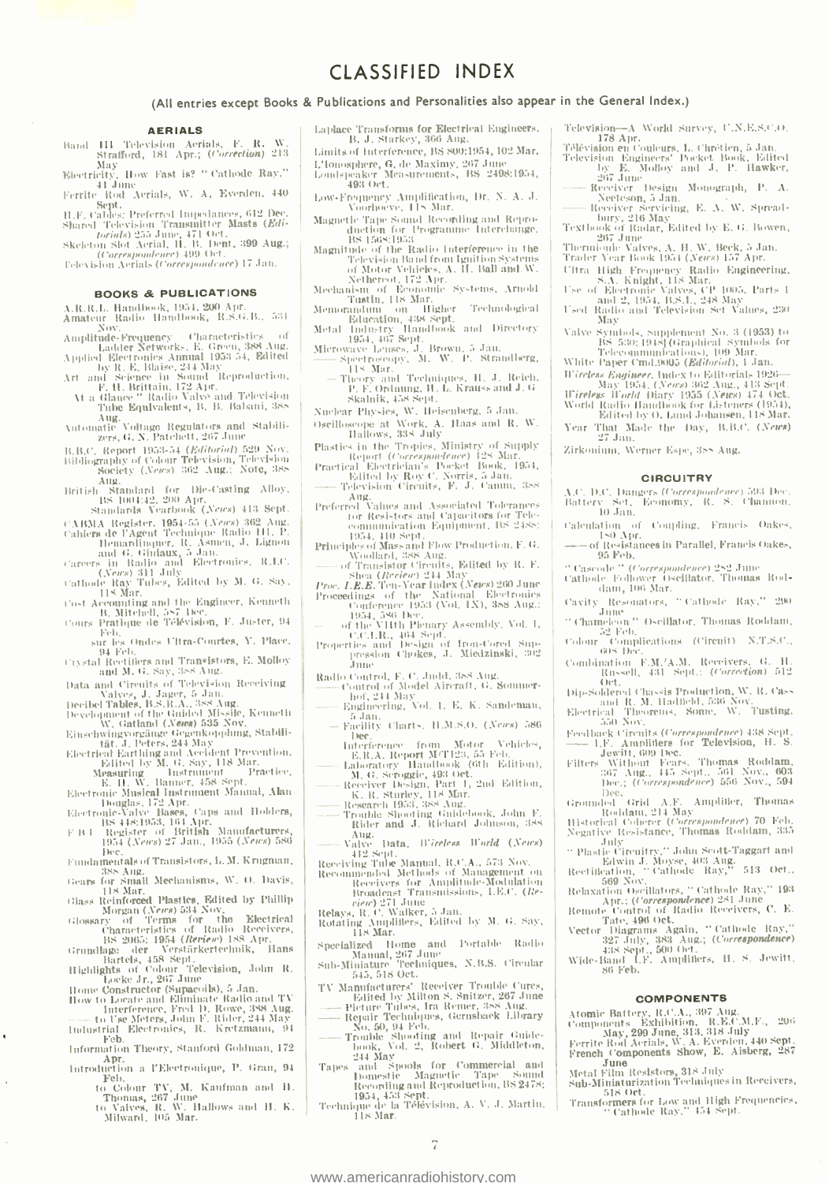# CLASSIFIED INDEX

(All entries except Books & Publications and Personalities also appear in the General Index.)

## AERIALS

Band III Television Aerials, F. R. W. Strafford, 181 Apr.; (*Correction*) 213 May
Electricity, How Fast is? "Cathode Ray," 41 June
Ferrite Rod Aerials, W. A. Everden, 440 Sept.
H.F. Cables: Preferred Impedances, 612 Dec.
Shared Television Transmitter Masts (*Editorials*) 255 June, 471 Oct.
Skeleton Slot Aerial, H. B. Dent, 399 Aug.; (*Correspondence*) 499 Oct.
Television Aerials (*Correspondence*) 17 Jan.

## BOOKS & PUBLICATIONS

A.R.R.L. Handbook, 1954, 200 Apr.
Amateur Radio Handbook, R.S.G.B., 531 Nov.
Amplitude-Frequency Characteristics of Ladder Networks, E. Green, 388 Aug.
Applied Electronics Annual 1953-54, Edited by R. E. Blaise, 244 May
Art and Science in Sound Reproduction, F. H. Brittain, 172 Apr.
At a Glance" Radio Valve and Television Tube Equivalents, B. B. Babani, 388 Aug.
Automatic Voltage Regulators and Stabilizers, G. N. Patchett, 267 June
B.B.C. Report 1953-54 (*Editorial*) 529 Nov.
Bibliography of Colour Television, Television Society (*News*) 362 Aug.; Note, 388 Aug.
British Standard for Die-Casting Alloy, BS 1004:42, 200 Apr.
—— Standards Yearbook (*News*) 413 Sept.
CABMA Register, 1954-55 (*News*) 362 Aug.
Cahiers de l'Agent Technique Radio III, P. Hemardinquer, R. Asmen, J. Lignon and G. Giniaux, 5 Jan.
Careers in Radio and Electronics, R.I.C. (*News*) 311 July
Cathode Ray Tubes, Edited by M. G. Say, 118 Mar.
Cost Accounting and the Engineer, Kenneth B. Mitchell, 587 Dec.
Cours Pratique de Télévision, F. Juster, 94 Feb.
—— sur les Ondes Ultra-Courtes, Y. Place, 94 Feb.
Crystal Rectifiers and Transistors, E. Molloy and M. G. Say, 388 Aug.
Data and Circuits of Television Receiving Valves, J. Jager, 5 Jan.
Decibel Tables, B.S.R.A., 388 Aug.
Development of the Guided Missile, Kenneth W. Gatland (*News*) 535 Nov.
Einschwingvorgänge Gegenkopplung, Stabilität, J. Peters, 244 May
Electrical Earthing and Accident Prevention, Edited by M. G. Say, 118 Mar.
—— Measuring Instrument Practice, E. H. W. Banner, 458 Sept.
Electronic Musical Instrument Manual, Alan Douglas, 172 Apr.
Electronic-Valve Bases, Caps and Holders, BS 448:1953, 164 Apr.
F.B.I. Register of British Manufacturers, 1954 (*News*) 27 Jan., 1955 (*News*) 586 Dec.
Fundamentals of Transistors, L. M. Krugman, 388 Aug.
Gears for Small Mechanisms, W. O. Davis, 118 Mar.
Glass Reinforced Plastics, Edited by Phillip Morgan (*News*) 534 Nov.
Glossary of Terms for the Electrical Characteristics of Radio Receivers, BS 2065: 1954 (*Review*) 188 Apr.
Grundlage der Verstärkertechnik, Hans Bartels, 458 Sept.
Highlights of Colour Television, John R. Locke Jr., 267 June
Home Constructor (Supacoils), 5 Jan.
How to Locate and Eliminate Radio and TV Interference, Fred D. Rowe, 388 Aug.
—— to Use Meters, John F. Rider, 244 May
Industrial Electronics, R. Kretzmann, 94 Feb.
Information Theory, Stanford Goldman, 172 Apr.
Introduction a l'Electronique, P. Gran, 94 Feb.
—— to Colour TV, M. Kaufman and H. Thomas, 267 June
—— to Valves, R. W. Hallows and H. K. Milward, 105 Mar.
Laplace Transforms for Electrical Engineers, B. J. Starkey, 366 Aug.
Limits of Interference, BS 800:1954, 102 Mar.
L'Ionosphère, G. de Maximy, 267 June
Loudspeaker Measurements, BS 2498:1954, 493 Oct.
Low-Frequency Amplification, Dr. N. A. J. Voorhoeve, 118 Mar.
Magnetic Tape Sound Recording and Reproduction for Programme Interchange, BS 1568:1953
Magnitude of the Radio Interference in the Television Band from Ignition Systems of Motor Vehicles, A. H. Ball and W. Nethercot, 172 Apr.
Mechanism of Economic Systems, Arnold Tustin, 118 Mar.
Memorandum on Higher Technological Education, 438 Sept.
Metal Industry Handbook and Directory 1954, 467 Sept.
Microwave Lenses, J. Brown, 5 Jan.
—— Spectroscopy, M. W. P. Strandberg, 118 Mar.
—— Theory and Techniques, H. J. Reich, P. F. Ordnung, H. L. Krauss and J. G. Skalnik, 458 Sept.
Nuclear Physics, W. Heisenberg, 5 Jan.
Oscilloscope at Work, A. Haas and R. W. Hallows, 338 July
Plastics in the Tropics, Ministry of Supply Report (*Correspondence*) 128 Mar.
Practical Electrician's Pocket Book, 1954, Edited by Roy C. Norris, 5 Jan.
—— Television Circuits, F. J. Camm, 388 Aug.
Preferred Values and Associated Tolerances for Resistors and Capacitors for Telecommunication Equipment, BS 2488: 1954, 410 Sept.
Principles of Mass and Flow Production, F. G. Woollard, 388 Aug.
—— of Transistor Circuits, Edited by R. F. Shea (*Review*) 244 May
*Proc. I.E.E.* Ten-Year Index (*News*) 260 June
Proceedings of the National Electronics Conference 1953 (Vol. IX), 388 Aug.; 1954, 586 Dec.
—— of the VIIth Plenary Assembly, Vol. 1, C.C.I.R., 464 Sept.
Properties and Design of Iron-Cored Suppression Chokes, J. Miedzinski, 302 June
Radio Control, F. C. Judd, 388 Aug.
—— Control of Model Aircraft, G. Sommerhof, 244 May
—— Engineering, Vol. 1, E. K. Sandeman, 5 Jan.
—— Facility Charts, H.M.S.O. (*News*) 586 Dec.
—— Interference from Motor Vehicles, E.R.A. Report M/T123, 55 Feb.
—— Laboratory Handbook (6th Edition), M. G. Scroggie, 493 Oct.
—— Receiver Design, Part 1, 2nd Edition, K. R. Sturley, 118 Mar.
—— Research 1953, 388 Aug.
—— Trouble Shooting Guidebook, John F. Rider and J. Richard Johnson, 388 Aug.
—— Valve Data, *Wireless World* (*News*) 412 Sept.
Receiving Tube Manual, R.C.A., 573 Nov.
Recommended Methods of Management on Receivers for Amplitude-Modulation Broadcast Transmissions, I.E.C. (*Review*) 271 June
Relays, R. C. Walker, 5 Jan.
Rotating Amplifiers, Edited by M. G. Say, 118 Mar.
Specialized Home and Portable Radio Manual, 267 June
Sub-Miniature Techniques, N.B.S. Circular 545, 518 Oct.
TV Manufacturers' Receiver Trouble Cures, Edited by Milton S. Snitzer, 267 June
—— Picture Tubes, Ira Remer, 388 Aug.
—— Repair Techniques, Gernsback Library No. 50, 94 Feb.
—— Trouble Shooting and Repair Guidebook, Vol. 2, Robert G. Middleton, 244 May
Tapes and Spools for Commercial and Domestic Magnetic Tape Sound Recording and Reproduction, BS 2478: 1954, 453 Sept.
Technique de la Télévision, A. V. J. Martin, 118 Mar.
Television—A World Survey, U.N.E.S.C.O. 178 Apr.
Télévision en Couleurs, L. Chrétien, 5 Jan.
Television Engineers' Pocket Book, Edited by E. Molloy and J. P. Hawker, 267 June
—— Receiver Design Monograph, P. A. Neeteson, 5 Jan.
—— Receiver Servicing, E. A. W. Spreadbury, 216 May
Textbook of Radar, Edited by E. G. Bowen, 267 June
Thermionic Valves, A. H. W. Beck, 5 Jan.
Trader Year Book 1954 (*News*) 157 Apr.
Ultra High Frequency Radio Engineering, S.A. Knight, 118 Mar.
Use of Electronic Valves, CP 1005, Parts 1 and 2, 1954, B.S.I., 248 May
Used Radio and Television Set Values, 230 May
Valve Symbols, Supplement No. 3 (1953) to BS 530:1948 (Graphical Symbols for Telecommunications), 109 Mar.
White Paper Cmd.9005 (*Editorial*), 1 Jan.
*Wireless Engineer*, Index to Editorials 1926—May 1954, (*News*) 362 Aug., 413 Sept.
*Wireless World* Diary 1955 (*News*) 474 Oct.
World Radio Handbook for Listeners (1954), Edited by O. Lund Johansen, 118 Mar.
Year That Made the Day, B.B.C. (*News*) 27 Jan.
Zirkonium, Werner Espe, 388 Aug.

## CIRCUITRY

A.C. D.C. Dangers (*Correspondence*) 593 Dec.
Battery Set, Economy, R. S. Channon, 10 Jan.
Calculation of Coupling, Francis Oakes, 180 Apr.
—— of Resistances in Parallel, Francis Oakes, 95 Feb.
"Cascode" (*Correspondence*) 282 June
Cathode Follower Oscillator, Thomas Roddam, 106 Mar.
Cavity Resonators, "Cathode Ray," 290 June
"Chameleon" Oscillator, Thomas Roddam, 52 Feb.
Colour Complications (Circuit) N.T.S.C., 608 Dec.
Combination F.M./A.M. Receivers, G. H. Russell, 431 Sept.; (*Correction*) 512 Oct.
Dip-Soldered Chassis Production, W. R. Cass and R. M. Hadfield, 536 Nov.
Electrical Theorems, Some, W. Tusting, 550 Nov.
Feedback Circuits (*Correspondence*) 438 Sept.
—— I.F. Amplifiers for Television, H. S. Jewitt, 609 Dec.
Filters Without Fears, Thomas Roddam, 367 Aug., 445 Sept., 561 Nov., 603 Dec.; (*Correspondence*) 556 Nov., 594 Dec.
Grounded Grid A.F. Amplifier, Thomas Roddam, 214 May
Historical Coherer (*Correspondence*) 70 Feb.
Negative Resistance, Thomas Roddam, 335 July
"Plastic Circuitry," John Scott-Taggart and Edwin J. Moyse, 403 Aug.
Rectification, "Cathode Ray," 513 Oct., 569 Nov.
Relaxation Oscillators, "Cathode Ray," 193 Apr.; (*Correspondence*) 281 June
Remote Control of Radio Receivers, C. E. Tate, 496 Oct.
Vector Diagrams Again, "Cathode Ray," 327 July, 383 Aug.; (*Correspondence*) 438 Sept., 500 Oct.
Wide-Band I.F. Amplifiers, H. S. Jewitt, 86 Feb.

## COMPONENTS

Atomic Battery, R.C.A., 397 Aug.
Components Exhibition, R.E.C.M.F., 206 May, 299 June, 313, 318 July
Ferrite Rod Aerials, W. A. Everden, 440 Sept.
French Components Show, E. Aisberg, 287 June
Metal Film Resistors, 318 July
Sub-Miniaturization Techniques in Receivers, 518 Oct.
Transformers for Low and High Frequencies, "Cathode Ray," 454 Sept.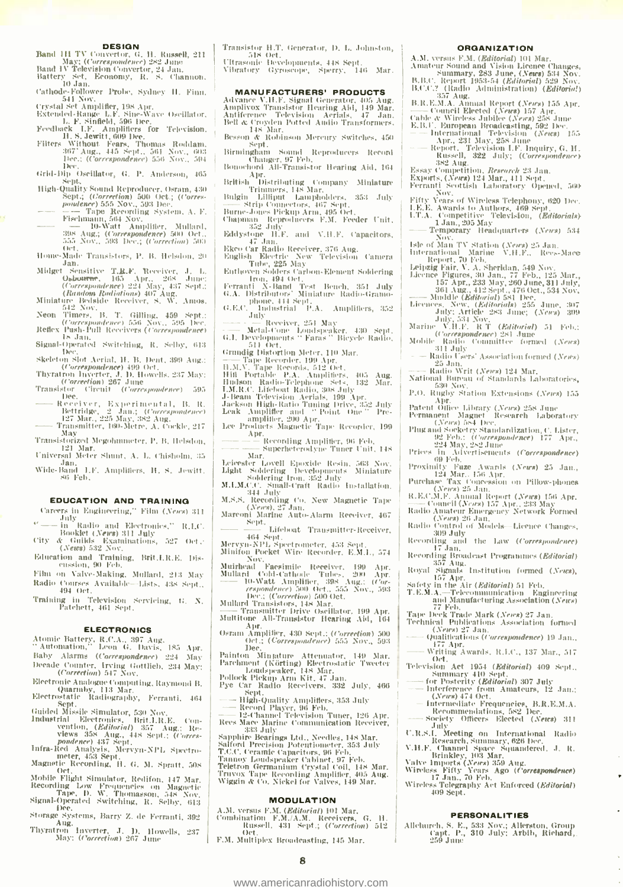## DESIGN

Band III TV Convertor, G. H. Russell, 211 May; (*Correspondence*) 282 June
Band IV Television Convertor, 24 Jan.
Battery Set, Economy, R. S. Channon, 10 Jan.
Cathode-Follower Probe, Sydney H. Finn, 541 Nov.
Crystal Set Amplifier, 198 Apr.
Extended-Range L.F. Sine-Wave Oscillator, L. F. Sinfield, 596 Dec.
Feedback I.F. Amplifiers for Television, H. S. Jewitt, 609 Dec.
Filters Without Fears, Thomas Roddam, 367 Aug., 445 Sept., 561 Nov., 603 Dec.; (*Correspondence*) 556 Nov., 594 Dec.
Grid-Dip Oscillator, G. P. Anderson, 465 Sept.
High-Quality Sound Reproducer, Osram, 430 Sept.; (*Correction*) 500 Oct.; (*Correspondence*) 555 Nov., 593 Dec.
—— —— Tape Recording System, A. F. Fischmann, 564 Nov.
—— —— 10-Watt Amplifier, Mullard, 398 Aug.; (*Correspondence*) 500 Oct., 555 Nov., 593 Dec.; (*Correction*) 503 Oct.
Home-Made Transistors, P. B. Helsdon, 20 Jan.
Midget Sensitive T.R.F. Receiver, J. L. Osbourne, 165 Apr., 268 June; (*Correspondence*) 224 May, 437 Sept.; (*Random Radiations*) 407 Aug.
Miniature Bedside Receiver, S. W. Amos, 542 Nov.
Neon Timers, B. T. Gilling, 459 Sept.; (*Correspondence*) 556 Nov., 595 Dec.
Reflex Push-Pull Receivers (*Correspondence*) 18 Jan.
Signal-Operated Switching, R. Selby, 613 Dec.
Skeleton Slot Aerial, H. B. Dent, 399 Aug.; (*Correspondence*) 499 Oct.
Thyratron Inverter, J. D. Howells, 237 May; (*Correction*) 267 June
Transistor Circuit (*Correspondence*) 595 Dec.
—— Receiver, Experimental, B. R. Bettridge, 2 Jan.; (*Correspondence*) 127 Mar., 225 May, 382 Aug.
—— Transmitter, 160-Metre, A. Cockle, 217 May
Transistorized Megohmmeter, P. B. Helsdon, 121 Mar.
Universal Meter Shunt, A. L. Chisholm, 35 Jan.
Wide-Band I.F. Amplifiers, H. S. Jewitt, 86 Feb.

## EDUCATION AND TRAINING

"Careers in Engineering," Film (*News*) 311 July
"—— in Radio and Electronics," R.I.C. Booklet (*News*) 311 July
City & Guilds Examinations, 527 Oct.; (*News*) 532 Nov.
Education and Training, Brit.I.R.E. Discussion, 90 Feb.
Film on Valve-Making, Mullard, 213 May
Radio Courses Available—Lists, 438 Sept., 494 Oct.
Training in Television Servicing, G. N. Patchett, 461 Sept.

## ELECTRONICS

Atomic Battery, R.C.A., 397 Aug.
"Automation," Leon G. Davis, 185 Apr.
Baby Alarms (*Correspondence*) 224 May
Decade Counter, Irving Gottlieb, 234 May; (*Correction*) 547 Nov.
Electronic Analogue Computing, Raymond B. Quarmby, 113 Mar.
Electrostatic Radiography, Ferranti, 464 Sept.
Guided Missile Simulator, 530 Nov.
Industrial Electronics, Brit.I.R.E. Convention, (*Editorial*) 357 Aug.; Reviews 358 Aug., 448 Sept.; (*Correspondence*) 437 Sept.
Infra-Red Analysis, Mervyn-NPL Spectrometer, 453 Sept.
Magnetic Recording, H. G. M. Spratt, 508 Oct.
Mobile Flight Simulator, Redifon, 147 Mar.
Recording Low Frequencies on Magnetic Tape, D. W. Thomasson, 548 Nov.
Signal-Operated Switching, R. Selby, 613 Dec.
Storage Systems, Barry Z. de Ferranti, 392 Aug.
Thyratron Inverter, J. D. Howells, 237 May; (*Correction*) 267 June
Transistor H.T. Generator, D. L. Johnston, 518 Oct.
Ultrasonic Developments, 448 Sept.
Vibratory Gyroscope, Sperry, 146 Mar.

## MANUFACTURERS' PRODUCTS

Advance V.H.F. Signal Generator, 405 Aug.
Amplivox Transistor Hearing Aid, 149 Mar.
Antiference Television Aerials, 47 Jan.
Bell & Croyden Potted Audio Transformers, 148 Mar.
Besson & Robinson Mercury Switches, 450 Sept.
Birmingham Sound Reproducers Record Changer, 97 Feb.
Bonochord All-Transistor Hearing Aid, 164 Apr.
British Distributing Company Miniature Trimmers, 148 Mar.
Bulgin Lilliput Lampholders, 353 July
—— Strip Connectors, 467 Sept.
Burne-Jones Pickup Arm, 495 Oct.
Chapman Reproducers F.M. Feeder Unit, 352 July
Eddystone H.F. and V.H.F. Capacitors, 47 Jan.
Ekco Car Radio Receiver, 376 Aug.
English Electric New Television Camera Tube, 225 May
Enthoven Solders Carbon-Element Soldering Iron, 494 Oct.
Ferranti X-Band Test Bench, 351 July
G.A. Distributors' Miniature Radio-Gramophone, 444 Sept.
G.E.C. Industrial P.A. Amplifiers, 352 July
—— Receiver, 251 May
—— Metal-Cone Loudspeaker, 430 Sept.
G.L. Developments "Faras" Bicycle Radio, 511 Oct.
Grundig Distortion Meter, 110 Mar.
—— Tape Recorder, 199 Apr.
H.M.V. Tape Records, 512 Oct.
Hill Portable P.A. Amplifiers, 405 Aug.
Hudson Radio-Telephone Sets, 132 Mar.
I.M.R.C. Lifeboat Radio, 308 July
J-Beam Television Aerials, 199 Apr.
Jackson High-Ratio Tuning Drive, 352 July
Leak Amplifier and "Point One" Preamplifier, 200 Apr.
Lee Products Magnetic Tape Recorder, 199 Apr.
—— —— Recording Amplifier, 96 Feb.
—— —— Superheterodyne Tuner Unit, 148 Mar.
Leicester Lovell Epoxide Resin, 563 Nov.
Light Soldering Developments Miniature Soldering Iron, 352 July
M.I.M.C.C. Small-Craft Radio Installation, 344 July
M.S.S. Recording Co. New Magnetic Tape (*News*), 27 Jan.
Marconi Marine Auto-Alarm Receiver, 467 Sept.
—— Lifeboat Transmitter-Receiver, 464 Sept.
Mervyn-NPL Spectrometer, 453 Sept.
Minifon Pocket Wire Recorder, E.M.I., 574 Nov.
Muirhead Facsimile Receiver, 199 Apr.
Mullard Cold-Cathode Tubes, 200 Apr.
—— 10-Watt Amplifier, 398 Aug.; (*Correspondence*) 500 Oct., 555 Nov., 593 Dec.; (*Correction*) 500 Oct.
Mullard Transistors, 148 Mar.
—— Transmitter Drive Oscillator, 199 Apr.
Multitone All-Transistor Hearing Aid, 164 Apr.
Osram Amplifier, 430 Sept.; (*Correction*) 500 Oct.; (*Correspondence*) 555 Nov., 593 Dec.
Painton Miniature Attenuator, 149 Mar.
Parchment (Körting) Electrostatic Tweeter Loudspeaker, 148 Mar.
Pollock Pickup Arm Kit, 47 Jan.
Pye Car Radio Receivers, 332 July, 466 Sept.
—— High-Quality Amplifiers, 353 July
—— Record Player, 96 Feb.
—— 12-Channel Television Tuner, 126 Apr.
Rees Mace Marine Communication Receiver, 333 July
Sapphire Bearings Ltd., Needles, 148 Mar.
Salford Precision Potentiometer, 353 July
T.C.C. Ceramic Capacitors, 96 Feb.
Tannoy Loudspeaker Cabinet, 97 Feb.
Teletron Germanium Crystal Coil, 148 Mar.
Truvox Tape Recording Amplifier, 405 Aug.
Wiggin & Co. Nickel for Valves, 149 Mar.

## MODULATION

A.M. versus F.M. (*Editorial*) 101 Mar.
Combination F.M./A.M. Receivers, G. H. Russell, 431 Sept.; (*Correction*) 512 Oct.
F.M. Multiplex Broadcasting, 145 Mar.

## ORGANIZATION

A.M. versus F.M. (*Editorial*) 101 Mar.
Amateur Sound and Vision Licence Changes, Summary, 283 June, (*News*) 534 Nov.
B.B.C. Report 1953-54 (*Editorial*) 529 Nov.
B.C.C.? (Radio Administration) (*Editorial*) 357 Aug.
B.R.E.M.A. Annual Report (*News*) 155 Apr.
—— Council Elected (*News*) 157 Apr.
Cable & Wireless Jubilee (*News*) 258 June
E.B.U. European Broadcasting, 592 Dec.
—— International Television (*News*) 155 Apr., 231 May, 258 June
—— Report, Television I.F. Inquiry, G. H. Russell, 322 July; (*Correspondence*) 382 Aug.
Essay Competition, *Research* 23 Jan.
Exports, (*News*) 124 Mar., 411 Sept.
Ferranti Scottish Laboratory Opened, 560 Nov.
Fifty Years of Wireless Telephony, 620 Dec.
I.E.E. Awards to Authors, 469 Sept.
I.T.A. Competitive Television, (*Editorials*) 1 Jan., 205 May
—— Temporary Headquarters (*News*) 534 Nov.
Isle of Man TV Station (*News*) 25 Jan.
International Marine V.H.F., Rees-Mace Report, 70 Feb.
Leipzig Fair, V. A. Sheridan, 549 Nov.
Licence Figures, 30 Jan., 77 Feb., 125 Mar., 157 Apr., 233 May, 260 June, 311 July, 361 Aug., 412 Sept., 476 Oct., 534 Nov.
—— Muddle (*Editorial*) 581 Dec.
Licences, New, (*Editorials*) 255 June, 307 July; Article 283 June; (*News*) 309 July, 534 Nov.
Marine V.H.F. R/T (*Editorial*) 51 Feb.; (*Correspondence*) 281 June
Mobile Radio Committee formed (*News*) 311 July
—— Radio Users' Association formed (*News*) 25 Jan.
—— Radio Writ (*News*) 124 Mar.
National Bureau of Standards Laboratories, 530 Nov.
P.O. Rugby Station Extensions (*News*) 155 Apr.
Patent Office Library (*News*) 258 June
Permanent Magnet Research Laboratory (*News*) 584 Dec.
Plug and Socketry Standardization, C. Lister, 92 Feb.; (*Correspondence*) 177 Apr., 224 May, 282 June
Prices in Advertisements (*Correspondence*) 69 Feb.
Proximity Fuze Awards (*News*) 25 Jan., 124 Mar., 156 Apr.
Purchase Tax Concession on Pillow-phones (*News*) 25 Jan.
R.E.C.M.F. Annual Report (*News*) 156 Apr.
—— Council (*News*) 157 Apr., 233 May
Radio Amateur Emergency Network Formed (*News*) 26 Jan.
Radio Control of Models—Licence Changes, 309 July
Recording and the Law (*Correspondence*) 17 Jan.
Recording Broadcast Programmes (*Editorial*) 357 Aug.
Royal Signals Institution formed (*News*), 157 Apr.
Safety in the Air (*Editorial*) 51 Feb.
T.E.M.A.—Telecommunication Engineering and Manufacturing Association (*News*) 77 Feb.
Tape Deck Trade Mark (*News*) 27 Jan.
Technical Publications Association formed (*News*) 27 Jan.
—— Qualifications (*Correspondence*) 19 Jan., 177 Apr.
—— Writing Awards, R.I.C., 137 Mar., 517 Oct.
Television Act 1954 (*Editorial*) 409 Sept., Summary 410 Sept.
—— for Posterity (*Editorial*) 307 July
—— Interference from Amateurs, 12 Jan.; (*News*) 474 Oct.
—— Intermediate Frequencies, B.R.E.M.A. Recommendations, 582 Dec.
—— Society Officers Elected (*News*) 311 July
U.R.S.I. Meeting on International Radio Research, Summary, 626 Dec.
V.H.F. Channel Space Squandered, J. R. Brinkley, 103 Mar.
Valve Imports (*News*) 359 Aug.
Wireless Fifty Years Ago (*Correspondence*) 17 Jan., 70 Feb.
Wireless Telegraphy Act Enforced (*Editorial*) 409 Sept.

## PERSONALITIES

Allchurch, S. E., 533 Nov.; Allerton, Group Capt. P., 310 July; Arblb, Richard, 259 June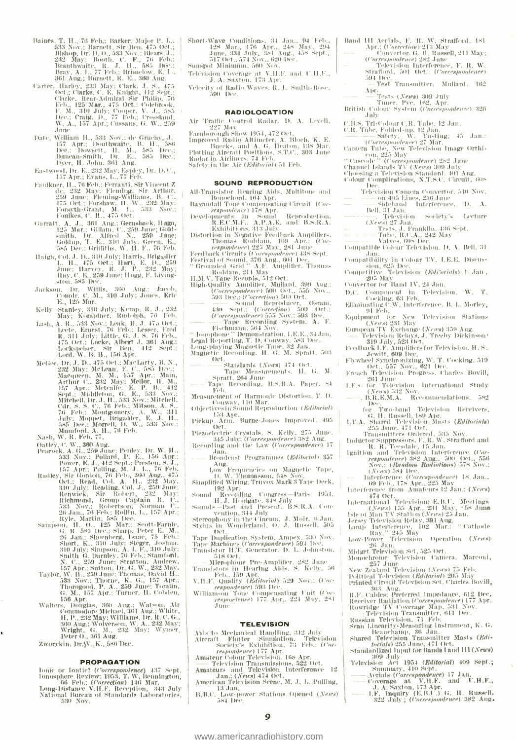Baines, T. H., 76 Feb.; **Barker, Major P. L.**, 533 Nov.; Barnett, Sir Ben, 475 Oct.; Bishop, Dr. D. O., 533 Nov.; Blears, J., 232 May; Booth, C. F., 76 Feb.; Branthwaite, R. J. H., 585 Dec.; Bray, A. L., 77 Feb.; Brimelow, E. I., 361 Aug.; Burnett, R. E., 360 Aug.

Carter, Harley, 233 May; Clark, J. S., 475 Oct.; **Clarke, C. E. Knight**, 412 Sept.; Clarke, Rear-Admiral Sir Philip, 76 Feb., 125 Mar., 475 Oct.; Colebrook, F. M., 310 July; Cooper, V. J., 585 Dec.; **Craig, D.**, 77 Feb.; Crossland, W. A., 157 Apr.; Cussans, G. W., 259 June

Date, William H., 533 Nov.; de Gruchy, J., 157 Apr.; Douthwaite, B. H., 586 Dec.; Dowsett, H. M., 585 Dec.; Duncan-Smith, Dr. E., 585 Dec.; Dyer, H. John, 361 Aug.

Eastwood, Dr. E., 232 May; Espley, Dr. D. C., 157 Apr.; Evans, L., 77 Feb.

Faulkner, H., 76 Feb.; Ferranti, Sir Vincent Z de, 232 May; Fleming, Sir Arthur, 259 June; Fleming-Williams, B. C., 475 Oct.; Forshaw, H. W., 232 May; Forsyth-Grant, M. L., 533 Nov.; Foulkes, C. H., 475 Oct.

Garratt, A. J., 361 Aug.; **Gernsback, Hugo**, 125 Mar.; Gillam, C., 259 June; Goldsmith, Dr. Alfred N., 259 June; Goldup, T. E., 310 July; Green, E., 585 Dec.; Griffiths, W. H. F., 76 Feb.

Haigh, Col. J. D., 310 July; Harris, Brigadier L. H., 475 Oct.; Hart, E. D., 259 June; Harvey, R. J. P., 232 May; Hay, C. E., 259 June; Hogg, F. Livingston, 585 Dec.

Jackson, Dr. Willis, 360 Aug.; Jacob, Comdr. C. M., 310 July; **Jones, Eric E.**, 125 Mar.

Kelly Stanley, 310 July; Kemp, R. J., 232 May; Kompfner, Rudolph, 76 Feb.

Lash, A. R., 533 Nov.; Leak, H. J. 475 Oct.; Leete, Ernest, 76 Feb.; Lesser, Fred R. 311 July; Little, G. J. S. 76 Feb., 475 Oct.; **Locke, Albert J.** 361 Aug.; Lockspeiser, Sir Ben, 412 Sept.; Lord, W. B. H., 156 Apr.

McGee, Dr. J. D., 475 Oct.; MacLarty, B. N., 232 May; **McLean, F. C.**, 585 Dec.; Macqueen, M. M., 157 Apr.; Main, Arthur C., 232 May; **Mellor, H. M.**, 157 Apr.; Metcalfe, E. P. B., 412 Sept.; Middleton, G. E., 533 Nov.; Mitchell, Dr. J. H., 533 Nov.; Mitchell, Cdr. S. S. C., 76 Feb.; Mitson, A. S., 76 Feb.; Montgomery, A. W., 311 July; Moppet, Brigadier, E. J. H., 585 Dec.; Morrell, D. W., 533 Nov.; Mumford, A. H., 76 Feb.

Nash, W. R. Feb. 77,

Oatley, C. W., **360 Aug.**

Peacock, A. G., 259 June; Penley, Dr. W. H., 533 Nov.; Pollard, P. E., 156 Apr.; Power, E. J., 412 Sept.; Preston, S. J., 157 Apr.; Pulling, M. J. L., 76 Feb.

Radley, Sir Gordon, 76 Feb., 360 Aug., 475 Oct.; Read, Col. A. H., 232 May, 310 July; Reading, Col. J., 259 June; Renwick, Sir Robert, 232 May; **Richmond, Group Captain R. C.**, 533 Nov.; Robertson, Norman C., 26 Jan., 76 Feb.; Rollin, L., 157 Apr.; Ryle, Martin, 585 Dec.

Sampson, H. O., 125 Mar.; Scott-Farnie, G. R. 585 Dec.; Sharp, Peter E. M., 26 Jan.; Shoenberg, Isaac, 75 Feb.; Short, K., 310 July; Sieger, Joshua, 310 July; Simpson, A. L. F., 310 July; Smith G. Darnley, 76 Feb.; Stamford, N. C., 259 June; Stratton, Andrew, 157 Apr.; Sutton, Dr. G. W., 232 May.

Taylor, W. H., 259 June; Thomas, David H., 533 Nov.; Thorne, K. G., 157 Apr.; Thorogood, P. A., 259 June; Tomlin, G. M., 157 Apr.; Turner, H. Cobden, 156 Apr.

Walters, Douglas, 360 Aug.; Watson, Air Commodore Michael, 361 Aug.; White, H. P., 232 May; Williams, Dr. R. C. G., 360 Aug.; Wolverson, W. A., 232 May; **Wright, G. M.**, 232 May; Wyner, Peter O., 361 Aug.

Zworykin, Dr. V. K., 586 Dec.

## PROPAGATION

Ionic or Iontic? (*Correspondence*) 437 Sept.
Ionosphere Review: 1953, T. W. Bennington, 66 Feb.; (*Correction*) 146 Mar.
Long-Distance V.H.F. Reception, 343 July
National Bureau of Standards Laboratories, 530 Nov.
Short-Wave Conditions, 34 Jan., 94 Feb., 128 Mar., 176 Apr., 248 May, 294 June, 334 July, 381 Aug., 458 Sept., 517 Oct., 574 Nov., 620 Dec.
Sunspot Minimum, 560 Nov.
Television Coverage at V.H.F. and U.H.F., J. A. Saxton, 173 Apr.
Velocity of Radio Waves, R. L. Smith-Rose, 590 Dec.

## RADIOLOCATION

Air Traffic Control Radar, D. A. Levell, 227 May
Farnborough Show 1954, 472 Oct.
Improved Radio Altimeter, A. Bloch, K. E. Buecks, and A. G. Heaton, 138 Mar.
Plotting Aircraft Positions, S.T.C., 303 June
Radar in Airliners, 74 Feb.
Safety in the Air (*Editorial*) 51 Feb.

## SOUND REPRODUCTION

All-Transistor Hearing Aids, Multitone and Bonochord, 164 Apr.
Baxandall Tone Compensating Circuit (*Correspondence*) 178 Apr.
Developments in Sound Reproduction, R.E.C.M.F., A.P.A.E. and B.S.R.A. Exhibitions, 313 July
Distortion in Negative Feedback Amplifiers, Thomas Roddam, 169 Apr.; (*Correspondence*) 225 May, 281 June
Feedback Circuits (*Correspondence*) 438 Sept.
Festival of Sound, 376 Aug., 601 Dec.
"Grounded Grid" A.F. Amplifier, Thomas Roddam, 214 May
H.M.V. Tape Records, 512 Oct.
High-Quality Amplifier, Mullard, 399 Aug.; (*Correspondence*) 500 Oct., 555 Nov., 593 Dec.; (*Correction*) 503 Oct.
—— Sound Reproducer, Osram, 430 Sept.; (*Correction*) 500 Oct.; (*Correspondence*) 555 Nov.; 593 Dec.
—— Tape Recording System, A. F. Fischmann, 564 Nov.
"Ionophone" Demonstration, I.E.E., 34 Jan.
Legal Reporting, T. D. Conway, 583 Dec.
Long-playing Magnetic Tape, 32 Jan.
Magnetic Recording, H. G. M. Spratt, 503 Oct.
—— Standards (*News*) 474 Oct.
—— Tape Measurements, H. G. M. Spratt, 264 June
—— Tape Recording, B.S.R.A. Paper, 84 Feb.
Measurement of Harmonic Distortion, T. D. Conway, 110 Mar.
Objectives in Sound Reproduction (*Editorial*) 153 Apr.
Pickup Arm, Burne-Jones Improved, 495 Oct.
Piezoelectric Crystals, S. Kelly, 275 June, 345 July; (*Correspondence*) 382 Aug.
Recording and the Law (*Correspondence*) 17 Jan.
—— Broadcast Programmes (*Editorial*) 357 Aug.
—— Low Frequencies on Magnetic Tape, D. W. Thomasson, 548 Nov.
Simplified Wiring, Truvox Mark 3 Tape Deck, 192 Apr.
Sound Recording Congress—Paris 1954, H. J. Houlgate, 348 July
Sounds—Past and Present, B.S.R.A. Convention, 344 July
Stereophony in the Cinema, J. Moir, 6 Jan.
Stylus in Wonderland, O. J. Russell, 505 Oct.
Tape Duplication System, Ampex, 530 Nov.
Tape Machines (*Correspondence*) 594 Dec.
Transistor H.T. Generator, D. L. Johnston, 518 Oct.
—— Microphone Pre-Amplifier, 282 June
Transistors in Hearing Aids, S. Kelly, 56 Feb., 159 Apr.
V.H.F. Quality (*Editorial*) 529 Nov.; (*Correspondence*) 593 Dec.
Williamson Tone Compensating Unit (*Correspondence*) 177 Apr., 224 May, 281 June

## TELEVISION

Aids to Mechanical Handling, 312 July
Aircraft Flutter Simulation, Television Society's Exhibition, 73 Feb.; (*Correspondence*) 177 Apr.
Amateur Colour Television, 168 Apr.
—— Television Transmissions, 522 Oct.
Amateurs and Television Interference 12 Jan.; (*News*) 474 Oct.
American Television Scene, M. J. L. Pulling, 13 Jan.
B.B.C. Low-power Stations Opened (*News*) 584 Dec.
Band III Aerials, F. R. W. Strafford, 181 Apr.; (*Correction*) 213 May
—— Convertor, G. H. Russell, 211 May; (*Correspondence*) 282 June
—— Television Interference, F. R. W. Strafford, 501 Oct.; (*Correspondence*) 594 Dec.
—— Test Transmitter, Mullard, 162 Apr.
—— Tests (*News*) 309 July
—— Tuner, Pye, 162, Apr.
British Colour System (*Correspondence*) 326 July
C.B.S. Tri-Colour C.R. Tube, 12 Jan.
C.R. Tube, Folded-up, 12 Jan.
—— Safety, W. Tusting, 45 Jan.; (*Correspondence*) 27 Mar.
Camera Tube, New Television Image Orthicon, 225 May
"Cascode" (*Correspondence*) 282 June
Channel Islands TV (*News*) 309 July
Choosing a Television Standard, 401 Aug.
Colour Complications, N.T.S.C. Circuit, 608 Dec.
—— Television Camera Convertor, 540 Nov.
—— on 405 Lines, 256 June
—— Sideband Interference, D. A. Bell, 31 Jan.
——, Television Society's Lecture (*News*) 27 Jan.
—— Tests, J. Franklin, 436 Sept.
—— Tube, R.C.A., 242 May
—— Valves, 608 Dec.
Compatible Colour Television, D. A. Bell, 31 Jan.
Compatibility in Colour TV, I.E.E. Discussion, 625 Dec.
Competitive Television (*Editorials*) 1 Jan., 205 May
Convertor for Band IV, 24 Jan.
D.C. Component in Television, W. T. Cocking, 63 Feb.
Eliminating C.W. Interference, B. L. Morley, 91 Feb.
Equipment for New Television Stations (*News*) 231 May
European TV Exchange (*News*) 359 Aug.
—— Television Relays, J. Treeby Dickinson, 319 July, 523 Oct.
Feedback I.F. Amplifiers for Television, H. S. Jewitt, 609 Dec.
Flywheel Synchronizing, W. T. Cocking, 519 Oct., 557 Nov., 621 Dec.
French Television Progress, Charles Bovill, 261 June
I.F.s for Television—International Study (*News*) 532 Nov.
——, B.R.E.M.A. Recommendations, 582 Dec.
—— for Two-band Television Receivers, G. H. Russell, 189 Apr.
I.T.A. Shared Television Masts (*Editorials*) 255 June, 471 Oct.
—— Transmitters Ordered, 535 Nov.
Inductor Suppressors, F. R. W. Strafford and R. R. Teesdale, 15 Jan.
Ignition and Television Interference (*Correspondence*) 382 Aug., 500 Oct., 556 Nov.; (*Random Radiations*) 578 Nov.; (*News*) 584 Dec.
—— Interference (*Correspondence*) 18 Jan., 69 Feb., 178 Apr., 225 May
Interference from Amateurs 12 Jan.; (*News*) 474 Oct.
International Television: E.B.U. Meetings (*News*) 155 Apr., 231 May, 258 June
Isle of Man TV Station (*News*) 25 Jan.
Jersey Television Relay, 391 Aug.
Lamp Interference, 102 Mar.; "Cathode Ray," 245 May
Low-Power Television Operation (*News*) 26 Jan.
Midget Television Set, 525 Oct.
Monochrome Television Camera, Marconi, 257 June
New Zealand Television (*News*) 75 Feb.
Political Television (*Editorial*) 205 May
Printed Circuit Television Set, Charles Bovill, 363 Aug.
R.F. Cables; Preferred Impedance, 612 Dec.
Receiver Radiation (*Correspondence*) 177 Apr.
Rowridge TV Coverage Map, 531 Nov.
—— Television Transmitter, 611 Dec.
Russian Television, 71 Feb.
Scan Linearity-Measuring Instrument, K. G. Beauchamp, 36 Jan.
Shared Television Transmitter Masts (*Editorials*) 255 June, 471 Oct.
Standardized Input for Bands I and III (*News*) 309 July
Television Act 1954 (*Editorial*) 409 Sept.; —— Summary, 410 Sept.
—— Aerials (*Correspondence*) 17 Jan.
—— Coverage at V.H.F. and U.H.F., J. A. Saxton, 173 Apr.
—— I.F. Inquiry (E.B.U.) G. H. Russell, 322 July; (*Correspondence*) 382 Aug.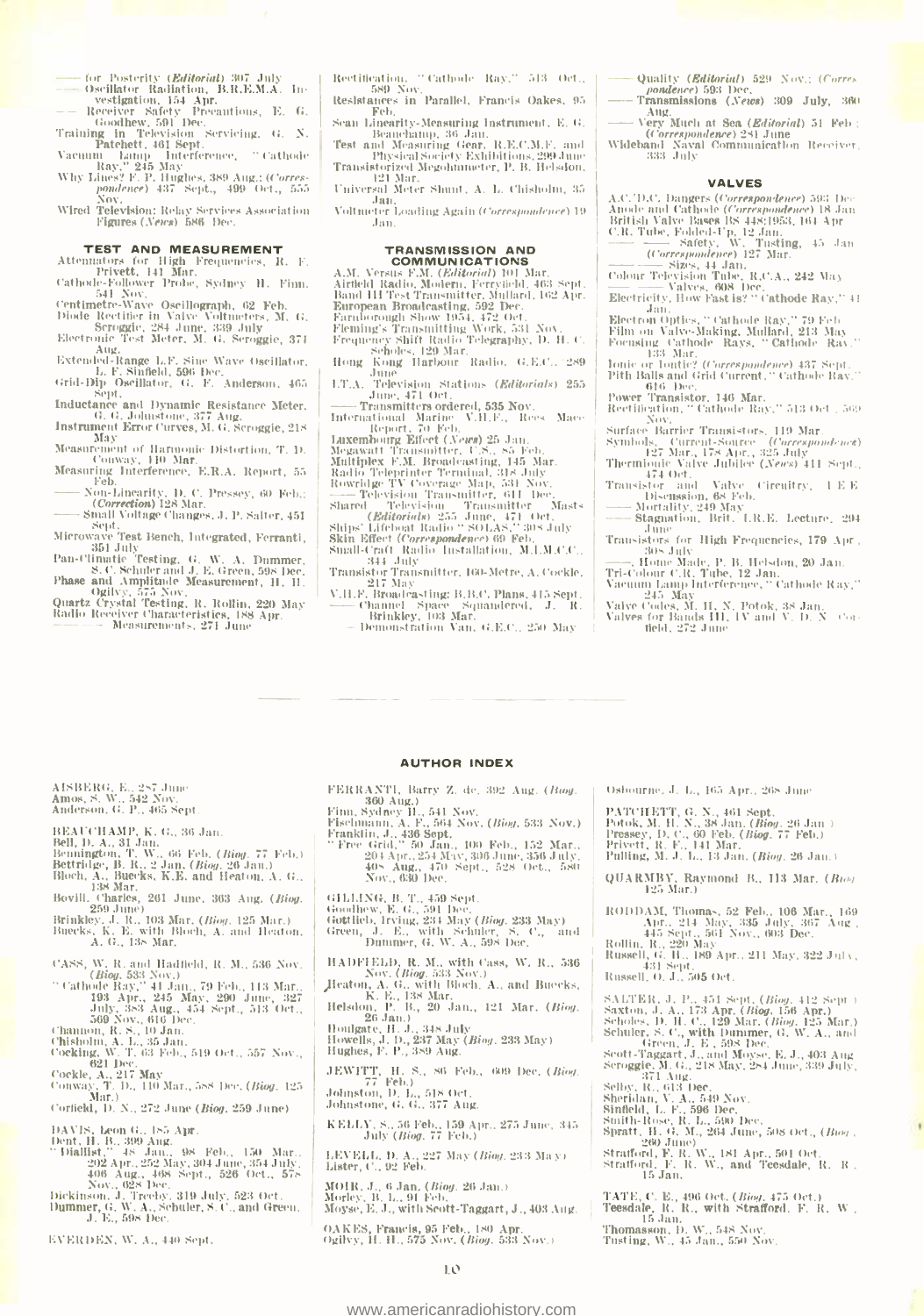—— for Posterity (*Editorial*) 307 July
—— Oscillator Radiation, B.R.E.M.A. Investigation, 154 Apr.
—— Receiver Safety Precautions, E. G. Goodhew, 591 Dec.
Training in Television Servicing, G. N. Patchett, 461 Sept.
Vacuum Lamp Interference, "Cathode Ray," 245 May
Why Lines? F. P. Hughes, 389 Aug.: (*Correspondence*) 437 Sept., 499 Oct., 555 Nov.
Wired Television: Relay Services Association Figures (*News*) 586 Dec.

## TEST AND MEASUREMENT

Attenuators for High Frequencies, R. F. Privett, 141 Mar.
Cathode-Follower Probe, Sydney H. Finn, 541 Nov.
Centimetre-Wave Oscillograph, 62 Feb.
Diode Rectifier in Valve Voltmeters, M. G. Scroggie, 284 June, 339 July
Electronic Test Meter, M. G. Scroggie, 371 Aug.
Extended-Range L.F. Sine Wave Oscillator, L. F. Sinfield, 596 Dec.
Grid-Dip Oscillator, G. F. Anderson, 465 Sept.
**Inductance and Dynamic Resistance Meter**, G. G. Johnstone, 377 Aug.
**Instrument Error Curves**, M. G. Scroggie, 218 May
Measurement of Harmonic Distortion, T. D. Conway, 110 Mar.
Measuring Interference, E.R.A. Report, 55 Feb.
—— Non-Linearity, D. C. Pressey, 60 Feb.; (*Correction*) 128 Mar.
—— Small Voltage Changes, J. P. Salter, 451 Sept.
Microwave Test Bench, Integrated, Ferranti, 351 July
Pan-Climatic Testing, G. W. A. Dummer, S. C. Schuler and J. E. Green, 598 Dec.
**Phase and Amplitude Measurement**, H. H. Ogilvy, 575 Nov.
Quartz Crystal Testing, R. Rollin, 220 May
Radio Receiver Characteristics, 188 Apr.
—— —— Measurements, 271 June
Rectification, "Cathode Ray," 513 Oct., 569 Nov.
Resistances in Parallel, Francis Oakes, 95 Feb.
Scan Linearity-Measuring Instrument, K. G. Beauchamp, 36 Jan.
Test and Measuring Gear, R.E.C.M.F. and Physical Society Exhibitions, 290 June
Transistorized Megohmmeter, P. B. Helsdon, 121 Mar.
Universal Meter Shunt, A. L. Chisholm, 35 Jan.
Voltmeter Loading Again (*Correspondence*) 19 Jan.

## TRANSMISSION AND COMMUNICATIONS

A.M. Versus F.M. (*Editorial*) 101 Mar.
Airfield Radio, Modern, Ferryfield, 463 Sept.
Band III Test Transmitter, Mullard, 162 Apr.
**European Broadcasting**, 592 Dec.
Farnborough Show 1954, 472 Oct.
Fleming's Transmitting Work, 531 Nov.
Frequency Shift Radio Telegraphy, D. H. C. Scholes, 129 Mar.
Hong Kong Harbour Radio, G.E.C., 289 June
I.T.A. Television Stations (*Editorials*) 253 June, 471 Oct.
—— Transmitters ordered, 535 Nov.
International Marine V.H.F., Rees Mace Report, 70 Feb.
**Luxembourg Effect** (*News*) 25 Jan.
Megawatt Transmitter, U.S., 85 Feb.
**Multiplex** F.M. Broadcasting, 145 Mar.
Radio Teleprinter Terminal, 318 July
Rowridge TV Coverage Map, 531 Nov.
—— Television Transmitter, 611 Dec.
Shared Television Transmitter Masts (*Editorials*) 253 June, 471 Oct.
Ships' Lifeboat Radio "SOLAS," 308 July
**Skin Effect** (*Correspondence*) 69 Feb.
Small-Craft Radio Installation, M.I.M.C.C., 344 July
Transistor Transmitter, 160-Metre, A. Cockle, 217 May
V.H.F. Broadcasting: B.B.C. Plans, 415 Sept.
—— Channel Space Squandered, J. R. Brinkley, 103 Mar.
—— Demonstration Van, G.E.C., 250 May
—— Quality (*Editorial*) 529 Nov.; (*Correspondence*) 593 Dec.
—— **Transmissions** (*News*) 309 July, 360 Aug.
—— Very Much at Sea (*Editorial*) 51 Feb.; (*Correspondence*) 281 June
Wideband Naval Communication Receiver, 333 July

## VALVES

A.C./D.C. Dangers (*Correspondence*) 593 Dec.
Anode and Cathode (*Correspondence*) 18 Jan.
British Valve Bases BS 448:1953, 164 Apr.
C.R. Tube, Folded-Up, 12 Jan.
—— —— Safety, W. Tusting, 45 Jan.; (*Correspondence*) 127 Mar.
—— —— Sizes, 44 Jan.
Colour Television Tube, R.C.A., **242** May
—— —— Valves, 608 Dec.
Electricity, How Fast is? "Cathode Ray," 41 Jan.
Electron Optics, "Cathode Ray," 79 Feb.
Film on Valve-Making, Mullard, 213 May
Focusing Cathode Rays, "Cathode Ray," 133 Mar.
Ionic or Iontic? (*Correspondence*) 437 Sept.
Pith Balls and Grid Current, "Cathode Ray," 616 Dec.
Power Transistor, 146 Mar.
Rectification, "Cathode Ray," 513 Oct., 569 Nov.
Surface Barrier Transistors, 119 Mar.
Symbols, Current-Source (*Correspondence*) 127 Mar., 178 Apr., 325 July
Thermionic Valve Jubilee (*News*) 411 Sept., 474 Oct.
Transistor and Valve Circuitry, I.E.E. Discussion, 68 Feb.
—— Mortality, 249 May
—— Stagnation, Brit. I.R.E. Lecture, 294 June
Transistors for High Frequencies, 179 Apr., 308 July
——, Home Made, P. B. Helsdon, 20 Jan.
Tri-Colour C.R. Tube, 12 Jan.
Vacuum Lamp Interference, "Cathode Ray," 245 May
Valve Codes, M. H. N. Potok, 38 Jan.
Valves for Bands III, IV and V, D. N. Corfield, 272 June

## AUTHOR INDEX

AISBERG, E., 287 June
Amos, S. W., 542 Nov.
Anderson, G. P., 465 Sept.

BEAUCHAMP, K. G., 36 Jan.
Bell, D. A., 31 Jan.
Bennington, T. W., 66 Feb. (*Biog.* 77 Feb.)
Bettridge, B. R., 2 Jan. (*Biog.* 26 Jan.)
Bloch, A., Buecks, K.E. and Heaton, A. G., 138 Mar.
Bovill, Charles, 261 June, 363 Aug. (*Biog.* 259 June)
Brinkley, J. R., 103 Mar. (*Biog.* 125 Mar.)
Buecks, K. E. with Bloch, A. and Heaton, A. G., 138 Mar.

CASS, W. R. and Hadfield, R. M., 536 Nov. (*Biog.* 533 Nov.)
"Cathode Ray," 41 Jan., 79 Feb., 113 Mar., 193 Apr., 245 May, 290 June, 327 July, 383 Aug., 454 Sept., 513 Oct., 569 Nov., 616 Dec.
Channon, R. S., 10 Jan.
Chisholm, A. L., 35 Jan.
Cocking, W. T. 63 Feb., 519 Oct., 557 Nov., 621 Dec.
Cockle, A., 217 May
Conway, T. D., 110 Mar., 588 Dec. (*Biog.* 125 Mar.)
Corfield, D. N., 272 June (*Biog.* 259 June)

DAVIS, Leon G., 185 Apr.
Dent, H. B., 399 Aug.
"Diallist," 48 Jan., 98 Feb., 150 Mar., 202 Apr., 252 May, 304 June, 354 July, 406 Aug., 468 Sept., 526 Oct., 578 Nov., 628 Dec.
Dickinson, J. Treeby, 319 July, 523 Oct.
Dummer, G. W. A., Schuler, S. C., and Green, J. E., 598 Dec.

EVERDEN, W. A., 440 Sept.

FERRANTI, Barry Z. de, 392 Aug. (*Biog.* 360 Aug.)
Finn, Sydney H., 541 Nov.
Fischmann, A. F., 564 Nov. (*Biog.* 533 Nov.)
Franklin, J., 436 Sept.
"Free Grid," 50 Jan., 100 Feb., 152 Mar., 204 Apr., 254 May, 306 June, 356 July, 408 Aug., 470 Sept., 528 Oct., 580 Nov., 630 Dec.

GILLING, B. T., 459 Sept.
Goodhew, E. G., 591 Dec.
Gottlieb, Irving, 234 May (*Biog.* 233 May)
Green, J. E., with Schuler, S. C., and Dummer, G. W. A., 598 Dec.

HADFIELD, R. M., with Cass, W. R., 536 Nov. (*Biog.* 533 Nov.)
Heaton, A. G., with Bloch, A., and Buecks, K. E., 138 Mar.
Helsdon, P. B., 20 Jan., 121 Mar. (*Biog.* 26 Jan.)
Houlgate, H. J., 348 July
Howells, J. D., 237 May (*Biog.* 233 May)
Hughes, F. P., 389 Aug.

JEWITT, H. S., 86 Feb., 609 Dec. (*Biog.* 77 Feb.)
Johnston, D. L., 518 Oct.
Johnstone, G. G., 377 Aug.

KELLY, S., 56 Feb., 159 Apr., 275 June, 345 July (*Biog.* 77 Feb.)

LEVELL, D. A., 227 May (*Biog.* 233 May)
Lister, C., 92 Feb.

MOIR, J., 6 Jan. (*Biog.* 26 Jan.)
Morley, B. L., 91 Feb.
Moyse, E. J., with Scott-Taggart, J., 403 Aug.

OAKES, Francis, 95 Feb., 180 Apr.
Ogilvy, H. H., 575 Nov. (*Biog.* 533 Nov.)
Osbourne, J. L., 165 Apr., 268 June

PATCHETT, G. N., 461 Sept.
Potok, M. H. N., 38 Jan. (*Biog.* 26 Jan.)
Pressey, D. C., 60 Feb. (*Biog.* 77 Feb.)
Privett, R. F., 141 Mar.
Pulling, M. J. L., 13 Jan. (*Biog.* 26 Jan.)

QUARMBY, Raymond B., 113 Mar. (*Biog.* 125 Mar.)

RODDAM, Thomas, 52 Feb., 106 Mar., 169 Apr., 214 May, 335 July, 367 Aug., 445 Sept., 561 Nov., 603 Dec.
Rollin, R., 220 May
Russell, G. H., 189 Apr., 211 May, 322 July, 431 Sept.
Russell, O. J., 505 Oct.

SALTER, J. P., 451 Sept. (*Biog.* 412 Sept.)
Saxton, J. A., 173 Apr. (*Biog.* 156 Apr.)
Scholes, D. H. C., 129 Mar. (*Biog.* 125 Mar.)
Schuler, S. C., with Dummer, G. W. A., and Green, J. E., 598 Dec.
Scott-Taggart, J., and Moyse, E. J., 403 Aug.
Scroggie, M. G., 218 May, 284 June, 339 July, 371 Aug.
Selby, R., 613 Dec.
Sheridan, V. A., 549 Nov.
Sinfield, L. F., 596 Dec.
Smith-Rose, R. L., 590 Dec.
Spratt, H. G. M., 264 June, 508 Oct., (*Biog.* 260 June)
Strafford, F. R. W., 181 Apr., 501 Oct.
Strafford, F. R. W., and Teesdale, R. R., 15 Jan.

TATE, C. E., 496 Oct. (*Biog.* 475 Oct.)
Teesdale, R. R., with Strafford, F. R. W., 15 Jan.
Thomasson, D. W., 548 Nov.
Tusting, W., 45 Jan., 550 Nov.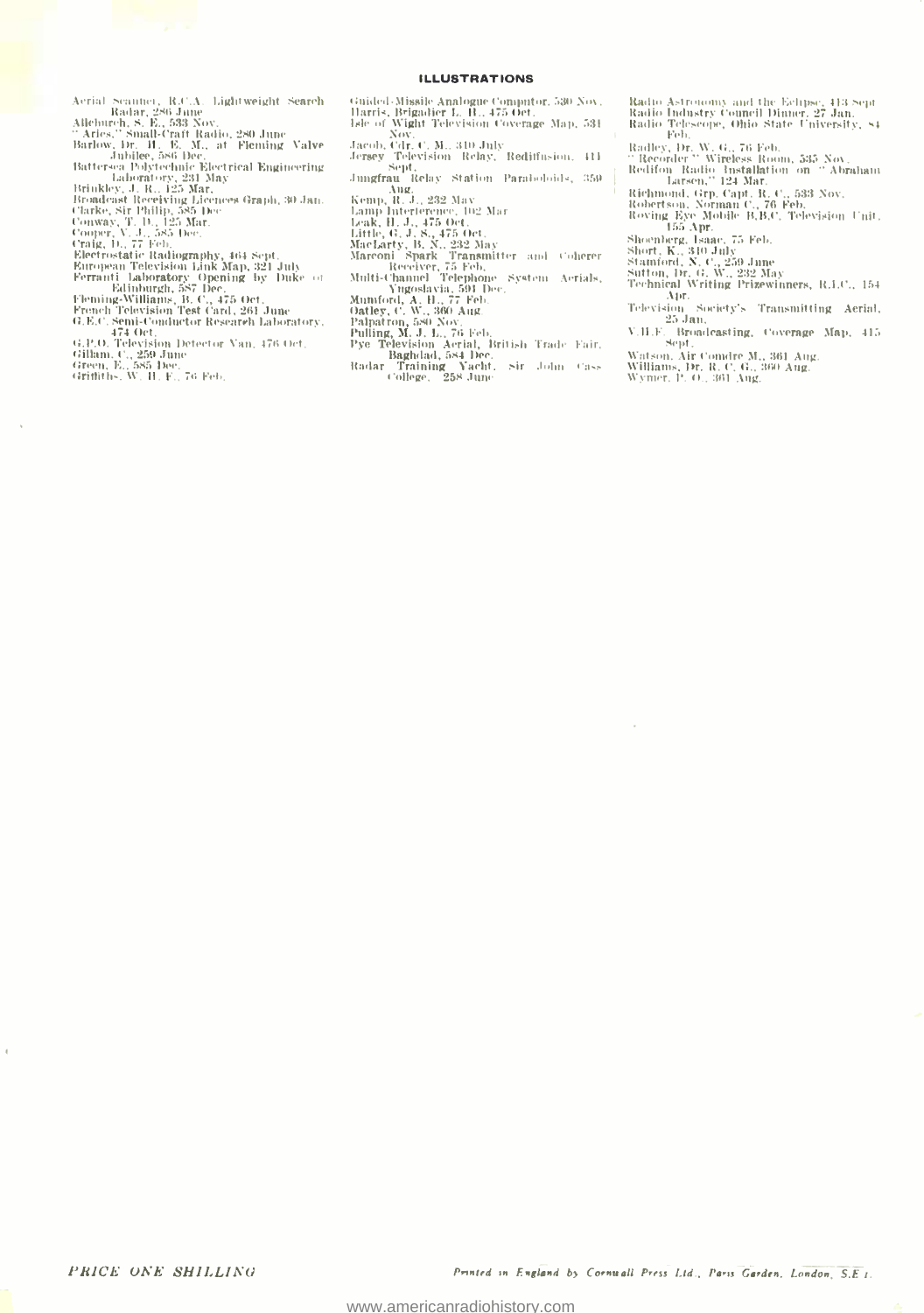## ILLUSTRATIONS

Aerial Scanner, R.C.A. Lightweight Search Radar, 286 June
Allchurch, S. E., 533 Nov.
"Aries," Small-Craft Radio, 280 June
Barlow, Dr. H. E. M., at Fleming Valve Jubilee, 586 Dec.
Battersea Polytechnic Electrical Engineering Laboratory, 231 May
Brinkley, J. R., 125 Mar.
Broadcast Receiving Licences Graph, 30 Jan.
Clarke, Sir Philip, 585 Dec.
Conway, T. D., 125 Mar.
Cooper, V. J., 585 Dec.
Craig, D., 77 Feb.
Electrostatic Radiography, 464 Sept.
European Television Link Map, 321 July
Ferranti Laboratory Opening by Duke of Edinburgh, 587 Dec.
Fleming-Williams, B. C., 475 Oct.
French Television Test Card, 261 June
G.E.C. Semi-Conductor Research Laboratory, 474 Oct.
G.P.O. Television Detector Van, 476 Oct.
Gillam, C., 259 June
Green, E., 585 Dec.
Griffiths, W. H. F., 76 Feb.
Guided-Missile Analogue Computor, 530 Nov.
Harris, Brigadier L. H., 475 Oct.
Isle of Wight Television Coverage Map, 531 Nov.
Jacob, Cdr. C. M., 310 July
Jersey Television Relay, Rediffusion, 411 Sept.
Jungfrau Relay Station Paraboloids, 359 Aug.
Kemp, R. J., 232 May
Lamp Interference, 102 Mar.
Leak, H. J., 475 Oct.
Little, G. J. S., 475 Oct.
MacLarty, B. N., 232 May
Marconi Spark Transmitter and Coherer Receiver, 75 Feb.
Multi-Channel Telephone System Aerials, Yugoslavia, 591 Dec.
Mumford, A. H., 77 Feb.
Oatley, C. W., 360 Aug.
Palpatron, 580 Nov.
Pulling, M. J. L., 76 Feb.
Pye Television Aerial, British Trade Fair, Baghdad, 584 Dec.
Radar Training Yacht, Sir John Cass College, 258 June
Radio Astronomy and the Eclipse, 413 Sept.
Radio Industry Council Dinner, 27 Jan.
Radio Telescope, Ohio State University, 84 Feb.
Radley, Dr. W. G., 76 Feb.
"Recorder" Wireless Room, 535 Nov.
Redifon Radio Installation on "Abraham Larsen," 124 Mar.
Richmond, Grp. Capt. R. C., 533 Nov.
Robertson, Norman C., 76 Feb.
Roving Eye Mobile B.B.C. Television Unit, 155 Apr.
Shoenberg, Isaac, 75 Feb.
Short, K., 310 July
Stamford, N. C., 259 June
Sutton, Dr. G. W., 232 May
Technical Writing Prizewinners, R.I.C., 154 Apr.
Television Society's Transmitting Aerial, 25 Jan.
V.H.F. Broadcasting, Coverage Map, 415 Sept.
Watson, Air Comdre M., 361 Aug.
Williams, Dr. R. C. G., 360 Aug.
Wymer, P. O., 361 Aug.

*PRICE ONE SHILLING*

*Printed in England by Cornwall Press Ltd., Paris Garden, London, S.E.1.*